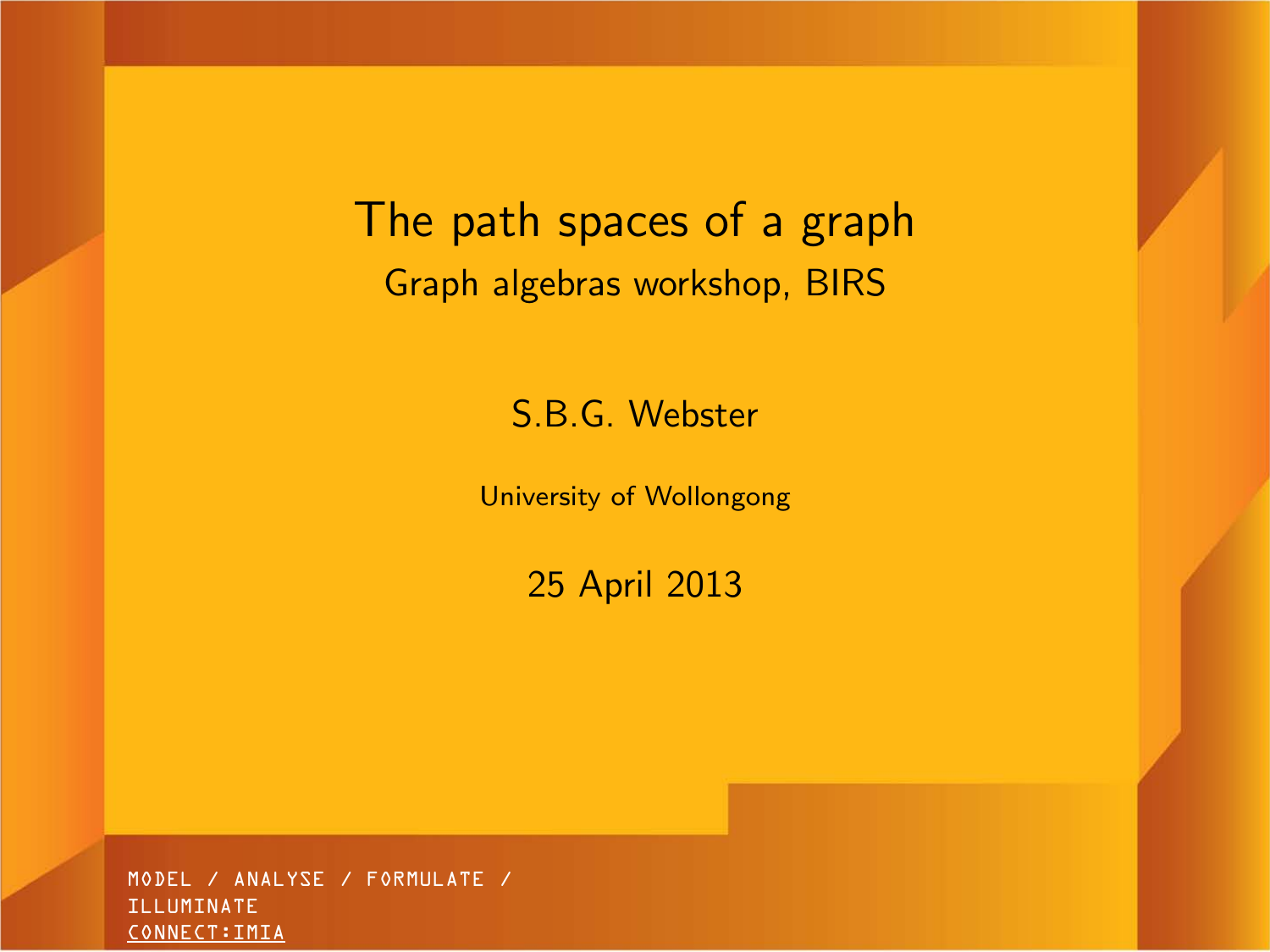# The path spaces of a graph

## Graph algebras workshop, BIRS

S.B.G. Webster

University of Wollongong

25 April 2013

MODEL / ANALYSE / FORMULATE / ILLUMINATE

CONNECT:IMIA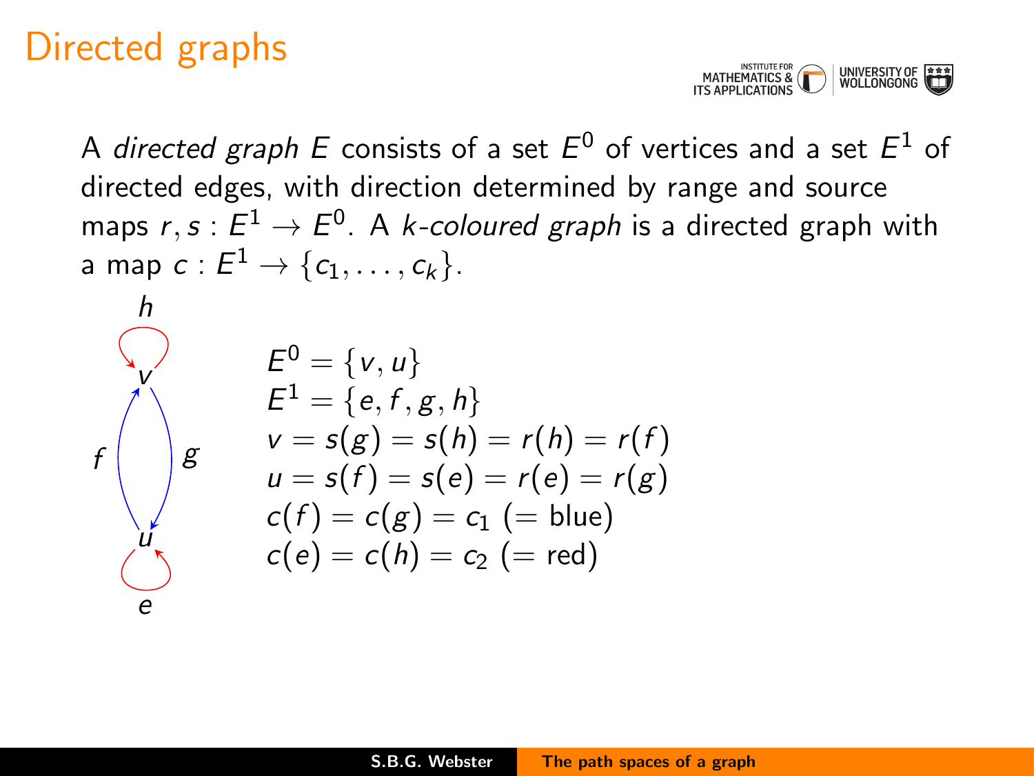# Directed graphs

A *directed graph* $E$ consists of a set $E^0$ of vertices and a set $E^1$ of directed edges, with direction determined by range and source maps $r, s : E^1 \to E^0$. A *k-coloured graph* is a directed graph with a map $c : E^1 \to \{c_1, \ldots, c_k\}$.

$$
\begin{aligned}
&E^0 = \{v, u\} \\
&E^1 = \{e, f, g, h\} \\
&v = s(g) = s(h) = r(h) = r(f) \\
&u = s(f) = s(e) = r(e) = r(g) \\
&c(f) = c(g) = c_1 \ (= \text{blue}) \\
&c(e) = c(h) = c_2 \ (= \text{red})
\end{aligned}
$$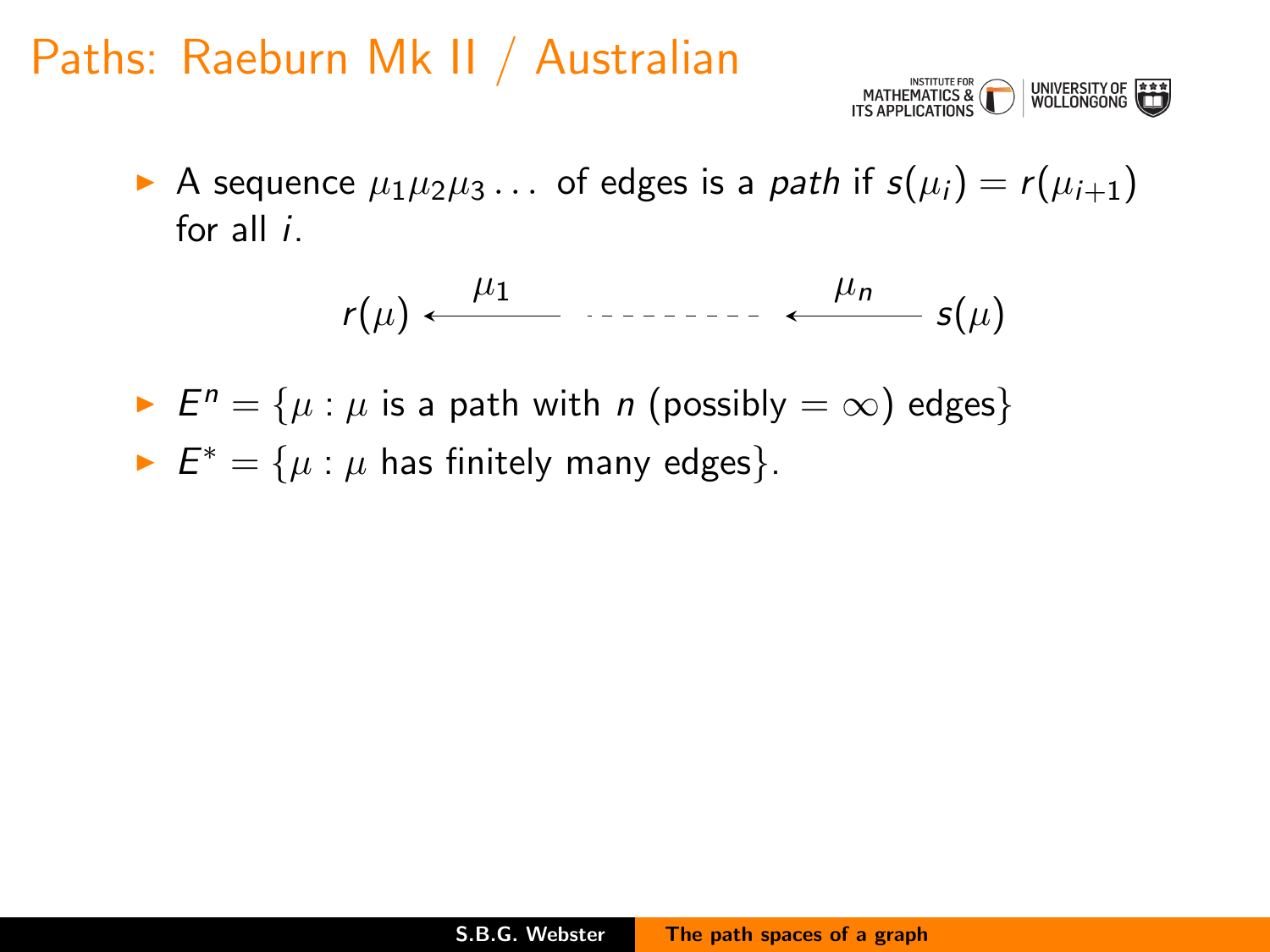# Paths: Raeburn Mk II / Australian

- A sequence $\mu_1\mu_2\mu_3\dots$ of edges is a *path* if $s(\mu_i) = r(\mu_{i+1})$ for all $i$.

$$r(\mu) \xleftarrow{\mu_1} \quad \text{- - - - - - - - -} \quad \xleftarrow{\mu_n} s(\mu)$$

- $E^n = \{\mu : \mu \text{ is a path with } n \text{ (possibly } = \infty) \text{ edges}\}$
- $E^* = \{\mu : \mu \text{ has finitely many edges}\}$.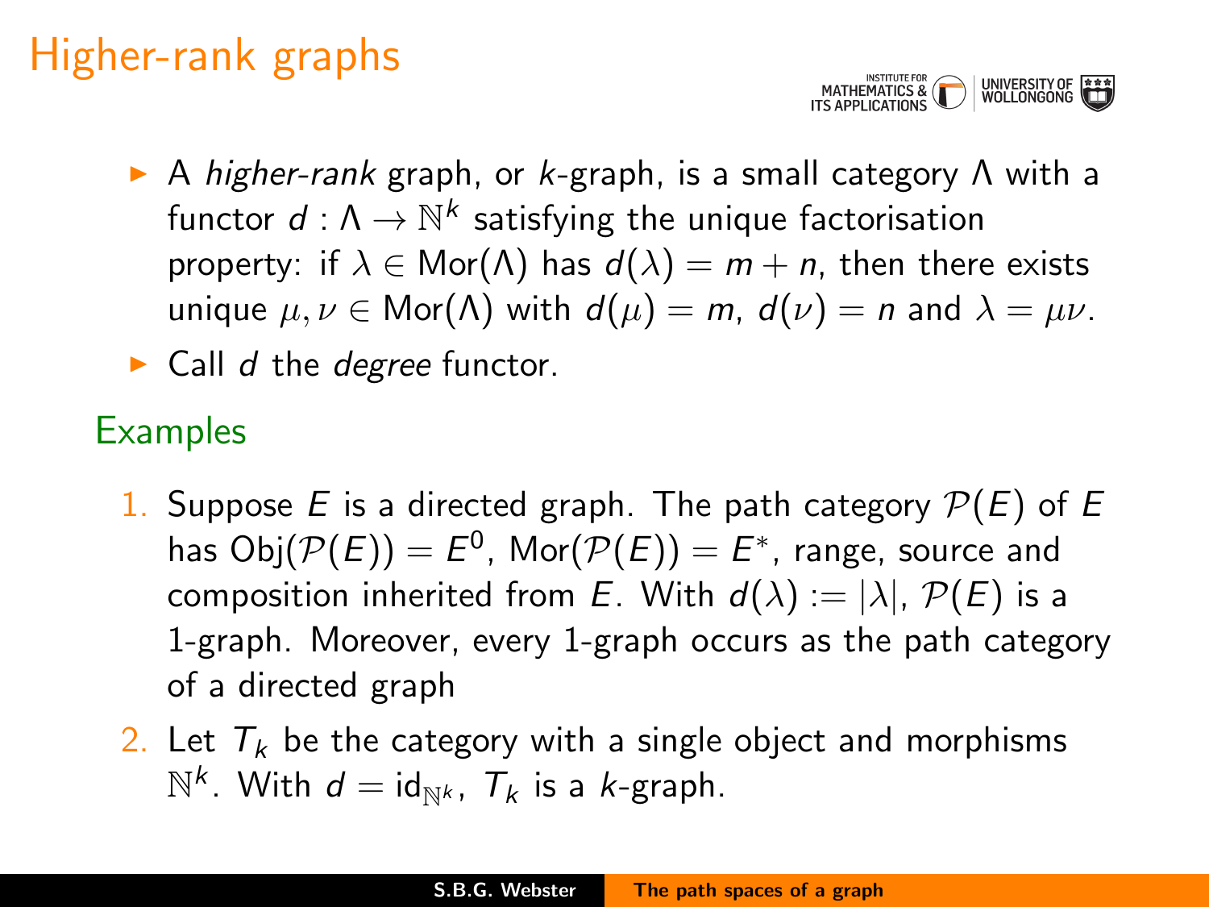# Higher-rank graphs

- A *higher-rank* graph, or $k$-graph, is a small category $\Lambda$ with a functor $d : \Lambda \to \mathbb{N}^k$ satisfying the unique factorisation property: if $\lambda \in \text{Mor}(\Lambda)$ has $d(\lambda) = m + n$, then there exists unique $\mu, \nu \in \text{Mor}(\Lambda)$ with $d(\mu) = m$, $d(\nu) = n$ and $\lambda = \mu\nu$.
- Call $d$ the *degree* functor.

## Examples

1. Suppose $E$ is a directed graph. The path category $\mathcal{P}(E)$ of $E$ has $\text{Obj}(\mathcal{P}(E)) = E^0$, $\text{Mor}(\mathcal{P}(E)) = E^*$, range, source and composition inherited from $E$. With $d(\lambda) := |\lambda|$, $\mathcal{P}(E)$ is a 1-graph. Moreover, every 1-graph occurs as the path category of a directed graph
2. Let $T_k$ be the category with a single object and morphisms $\mathbb{N}^k$. With $d = \text{id}_{\mathbb{N}^k}$, $T_k$ is a $k$-graph.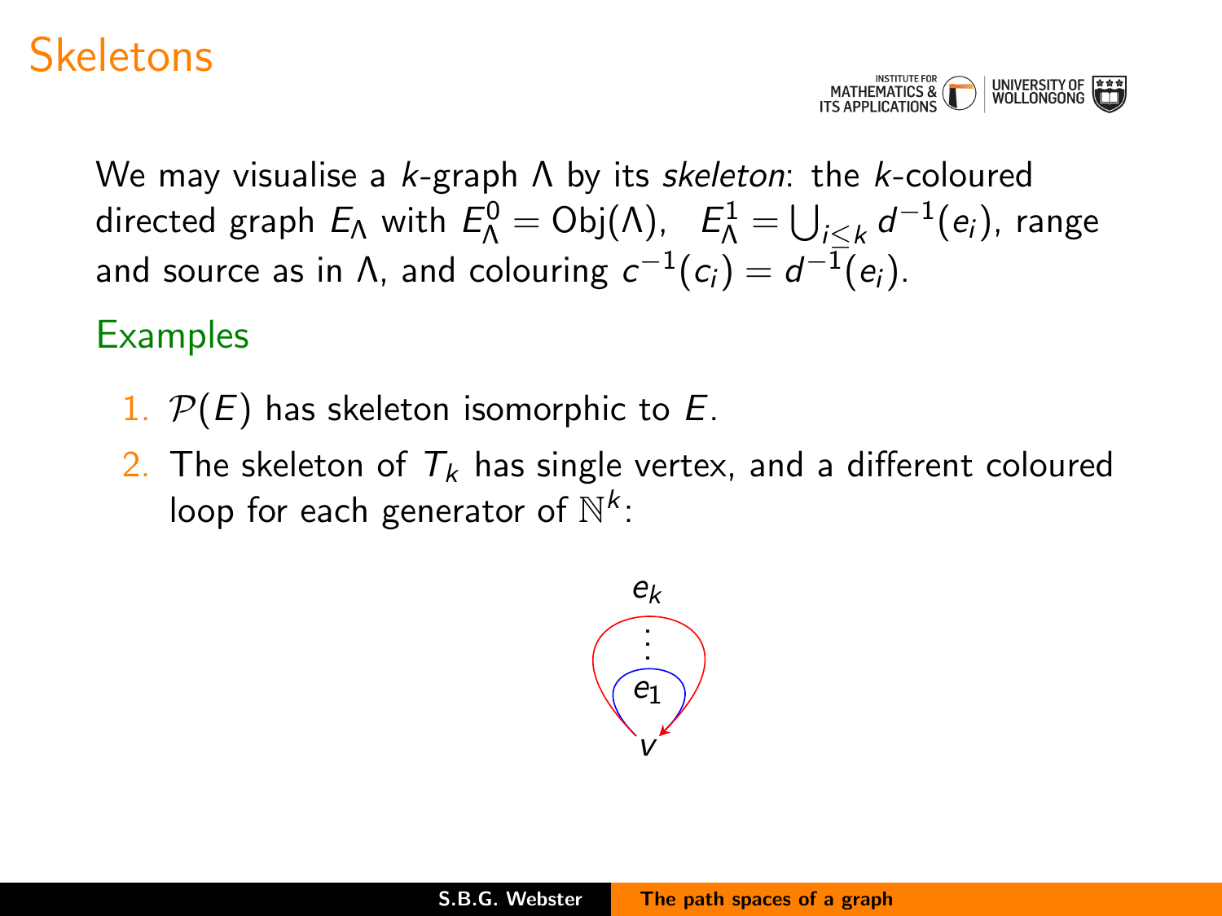# Skeletons

We may visualise a $k$-graph $\Lambda$ by its *skeleton*: the $k$-coloured directed graph $E_\Lambda$ with $E_\Lambda^0 = \mathrm{Obj}(\Lambda)$, $E_\Lambda^1 = \bigcup_{i \leq k} d^{-1}(e_i)$, range and source as in $\Lambda$, and colouring $c^{-1}(c_i) = d^{-1}(e_i)$.

## Examples

1. $\mathcal{P}(E)$ has skeleton isomorphic to $E$.
2. The skeleton of $T_k$ has single vertex, and a different coloured loop for each generator of $\mathbb{N}^k$:

$e_k$

$\vdots$

$e_1$

$v$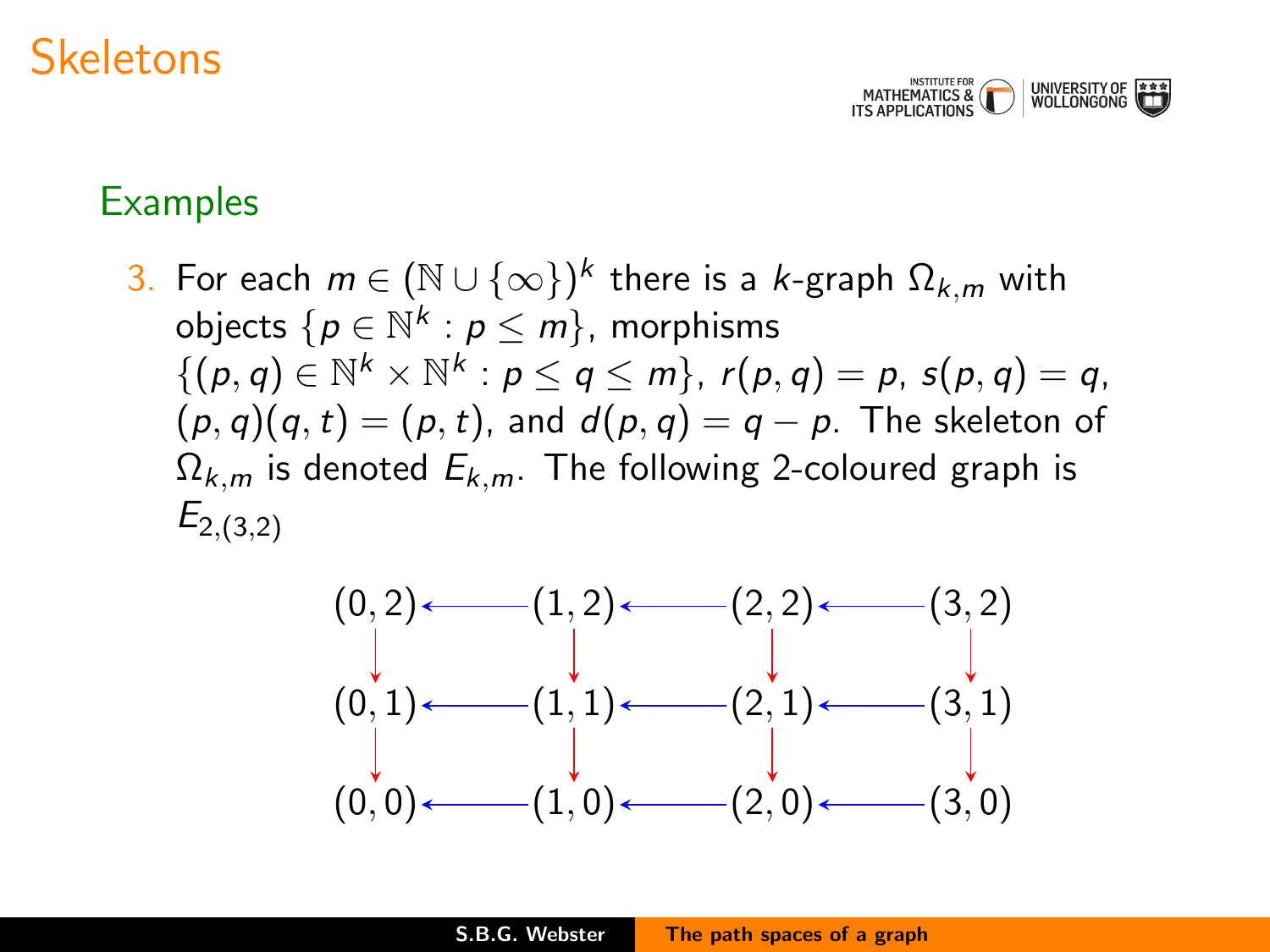# Skeletons

## Examples

3. For each $m \in (\mathbb{N} \cup \{\infty\})^k$ there is a $k$-graph $\Omega_{k,m}$ with objects $\{p \in \mathbb{N}^k : p \leq m\}$, morphisms $\{(p,q) \in \mathbb{N}^k \times \mathbb{N}^k : p \leq q \leq m\}$, $r(p,q) = p$, $s(p,q) = q$, $(p,q)(q,t) = (p,t)$, and $d(p,q) = q - p$. The skeleton of $\Omega_{k,m}$ is denoted $E_{k,m}$. The following 2-coloured graph is $E_{2,(3,2)}$

$$
\begin{array}{ccccccc}
(0,2) & \leftarrow & (1,2) & \leftarrow & (2,2) & \leftarrow & (3,2) \\
\downarrow & & \downarrow & & \downarrow & & \downarrow \\
(0,1) & \leftarrow & (1,1) & \leftarrow & (2,1) & \leftarrow & (3,1) \\
\downarrow & & \downarrow & & \downarrow & & \downarrow \\
(0,0) & \leftarrow & (1,0) & \leftarrow & (2,0) & \leftarrow & (3,0)
\end{array}
$$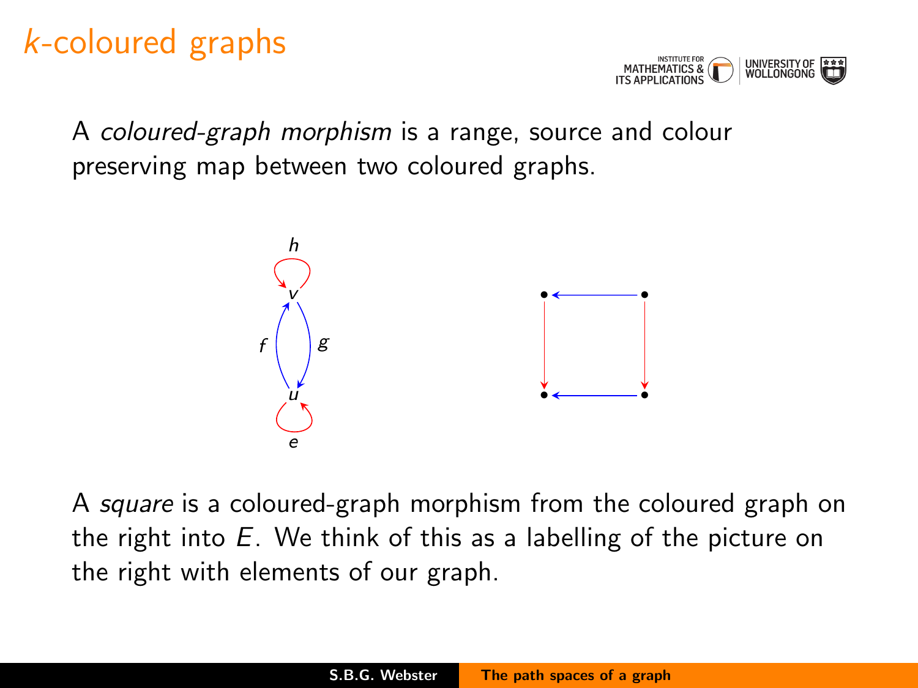# $k$-coloured graphs

A *coloured-graph morphism* is a range, source and colour preserving map between two coloured graphs.

A *square* is a coloured-graph morphism from the coloured graph on the right into $E$. We think of this as a labelling of the picture on the right with elements of our graph.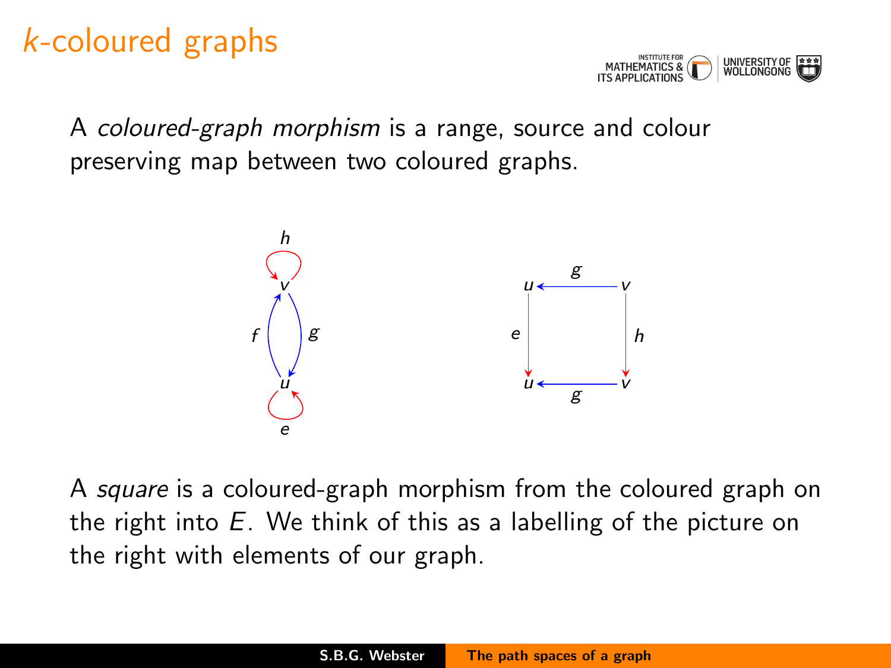# $k$-coloured graphs

A *coloured-graph morphism* is a range, source and colour preserving map between two coloured graphs.

A *square* is a coloured-graph morphism from the coloured graph on the right into $E$. We think of this as a labelling of the picture on the right with elements of our graph.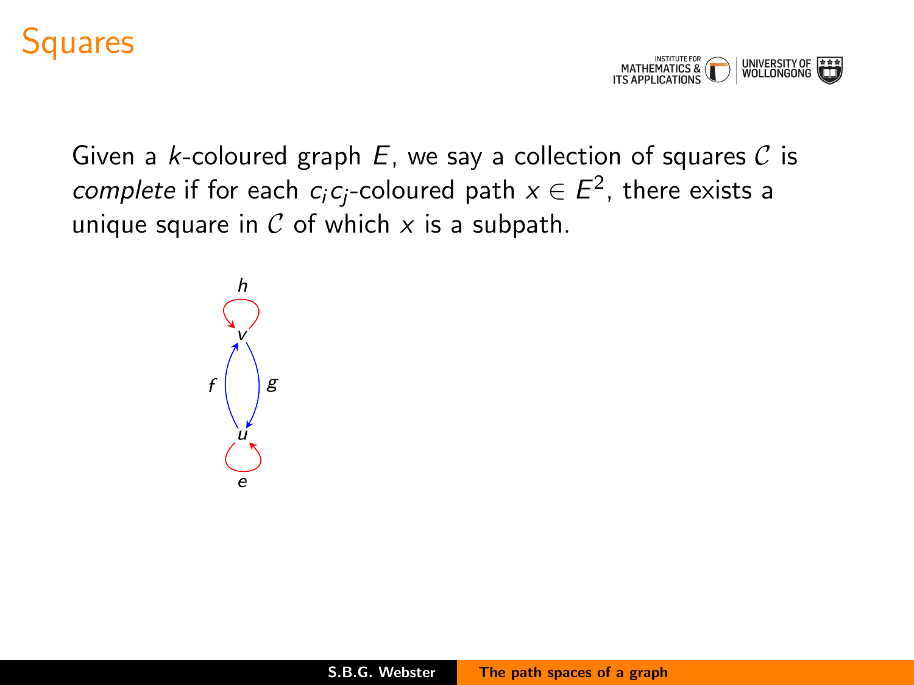# Squares

Given a $k$-coloured graph $E$, we say a collection of squares $\mathcal{C}$ is *complete* if for each $c_i c_j$-coloured path $x \in E^2$, there exists a unique square in $\mathcal{C}$ of which $x$ is a subpath.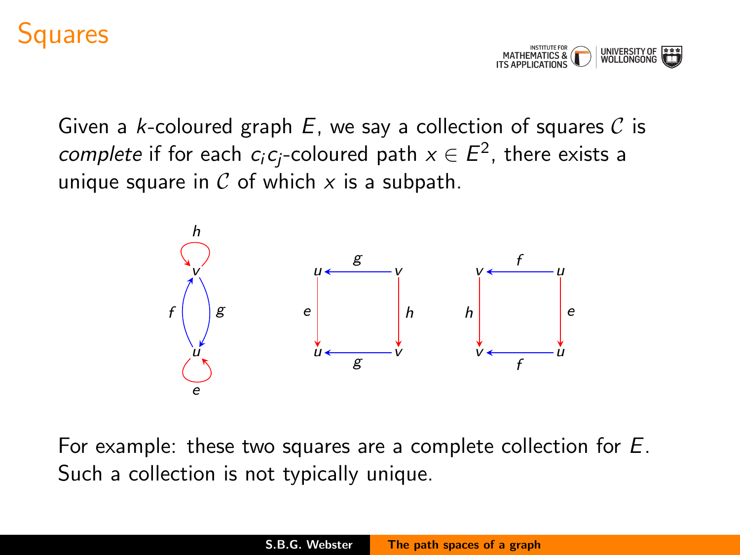# Squares

Given a $k$-coloured graph $E$, we say a collection of squares $\mathcal{C}$ is *complete* if for each $c_i c_j$-coloured path $x \in E^2$, there exists a unique square in $\mathcal{C}$ of which $x$ is a subpath.

For example: these two squares are a complete collection for $E$. Such a collection is not typically unique.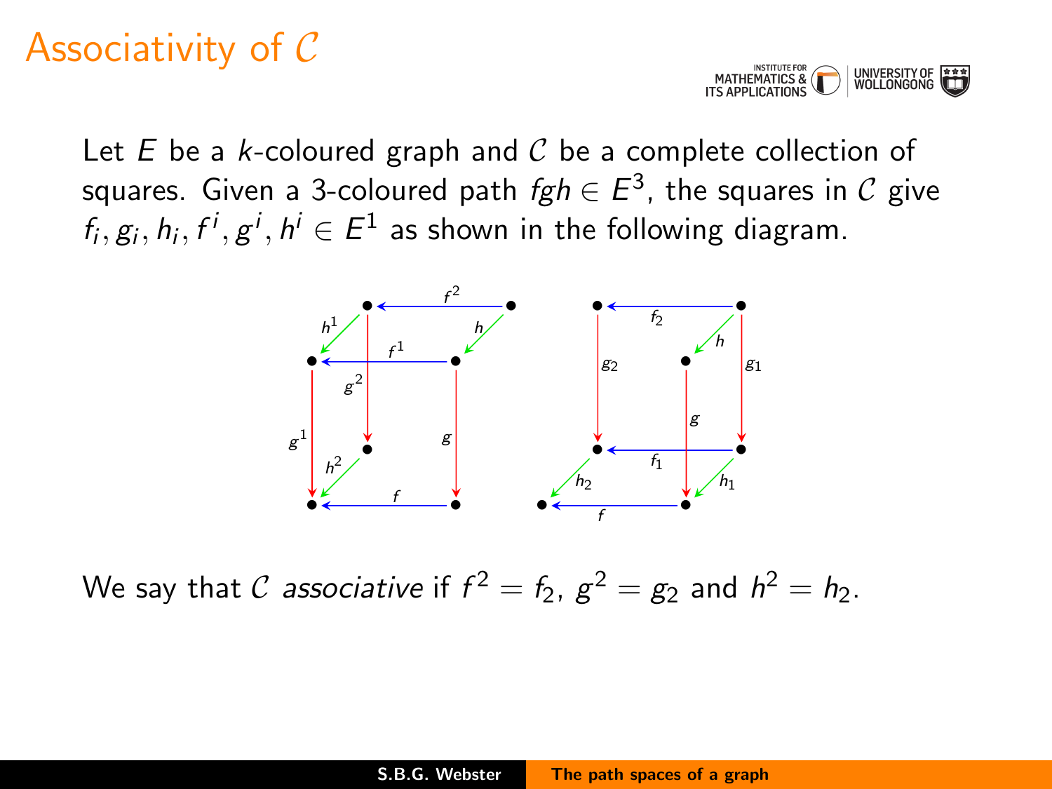# Associativity of $\mathcal{C}$

Let $E$ be a $k$-coloured graph and $\mathcal{C}$ be a complete collection of squares. Given a 3-coloured path $fgh \in E^3$, the squares in $\mathcal{C}$ give $f_i, g_i, h_i, f^i, g^i, h^i \in E^1$ as shown in the following diagram.

We say that $\mathcal{C}$ *associative* if $f^2 = f_2$, $g^2 = g_2$ and $h^2 = h_2$.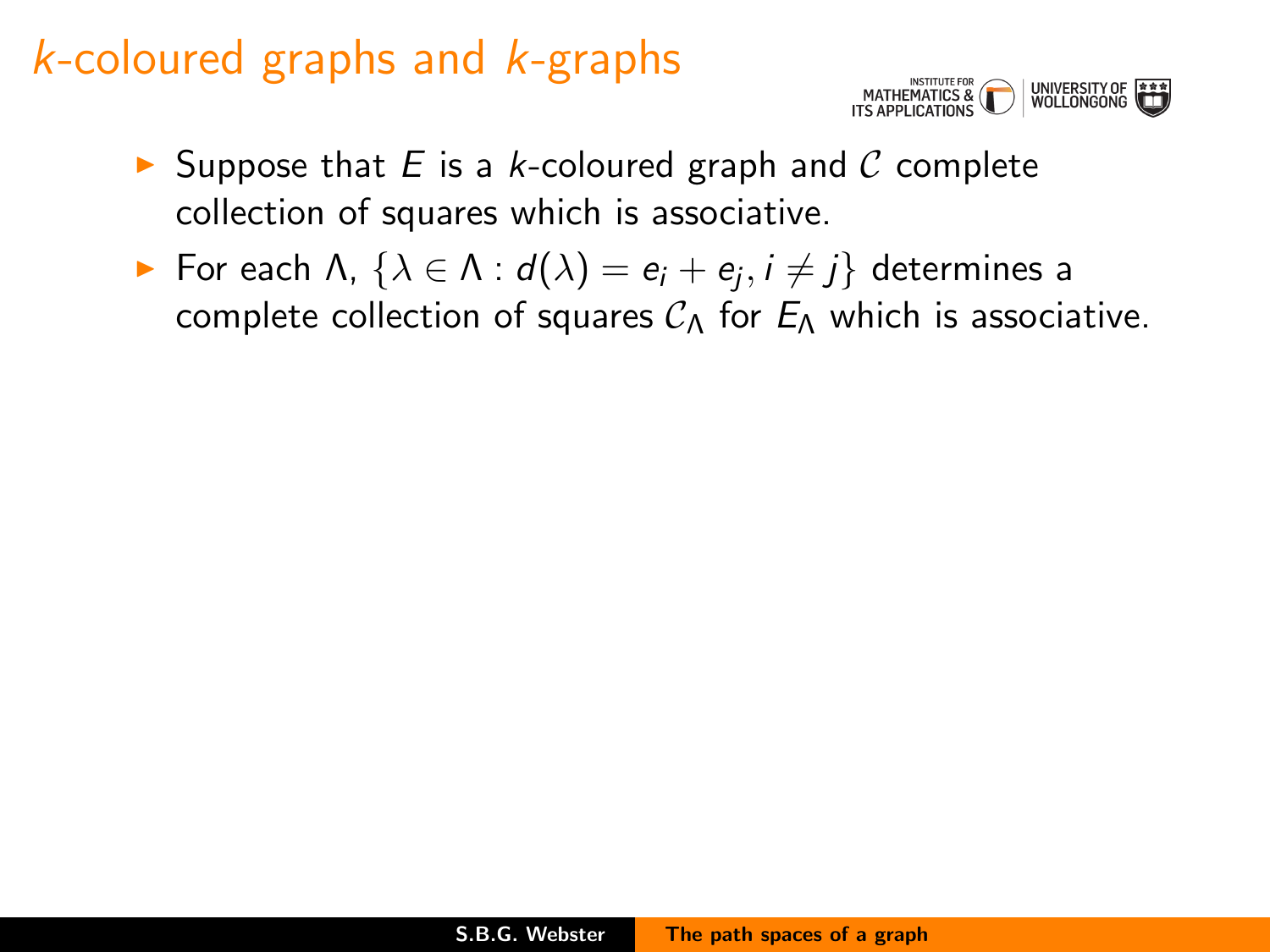# $k$-coloured graphs and $k$-graphs

- Suppose that $E$ is a $k$-coloured graph and $\mathcal{C}$ complete collection of squares which is associative.
- For each $\Lambda$, $\{\lambda \in \Lambda : d(\lambda) = e_i + e_j, i \neq j\}$ determines a complete collection of squares $\mathcal{C}_\Lambda$ for $E_\Lambda$ which is associative.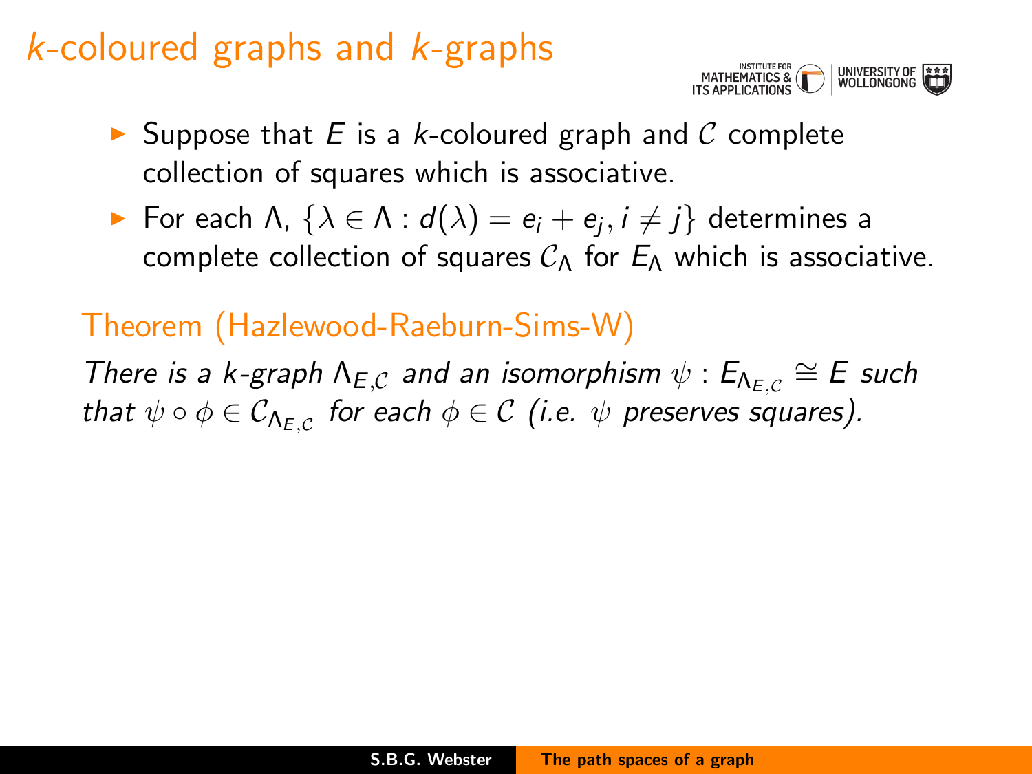# $k$-coloured graphs and $k$-graphs

- Suppose that $E$ is a $k$-coloured graph and $\mathcal{C}$ complete collection of squares which is associative.
- For each $\Lambda$, $\{\lambda \in \Lambda : d(\lambda) = e_i + e_j, i \neq j\}$ determines a complete collection of squares $\mathcal{C}_\Lambda$ for $E_\Lambda$ which is associative.

## Theorem (Hazlewood-Raeburn-Sims-W)

*There is a $k$-graph $\Lambda_{E,\mathcal{C}}$ and an isomorphism $\psi : E_{\Lambda_{E,\mathcal{C}}} \cong E$ such that $\psi \circ \phi \in \mathcal{C}_{\Lambda_{E,\mathcal{C}}}$ for each $\phi \in \mathcal{C}$ (i.e. $\psi$ preserves squares).*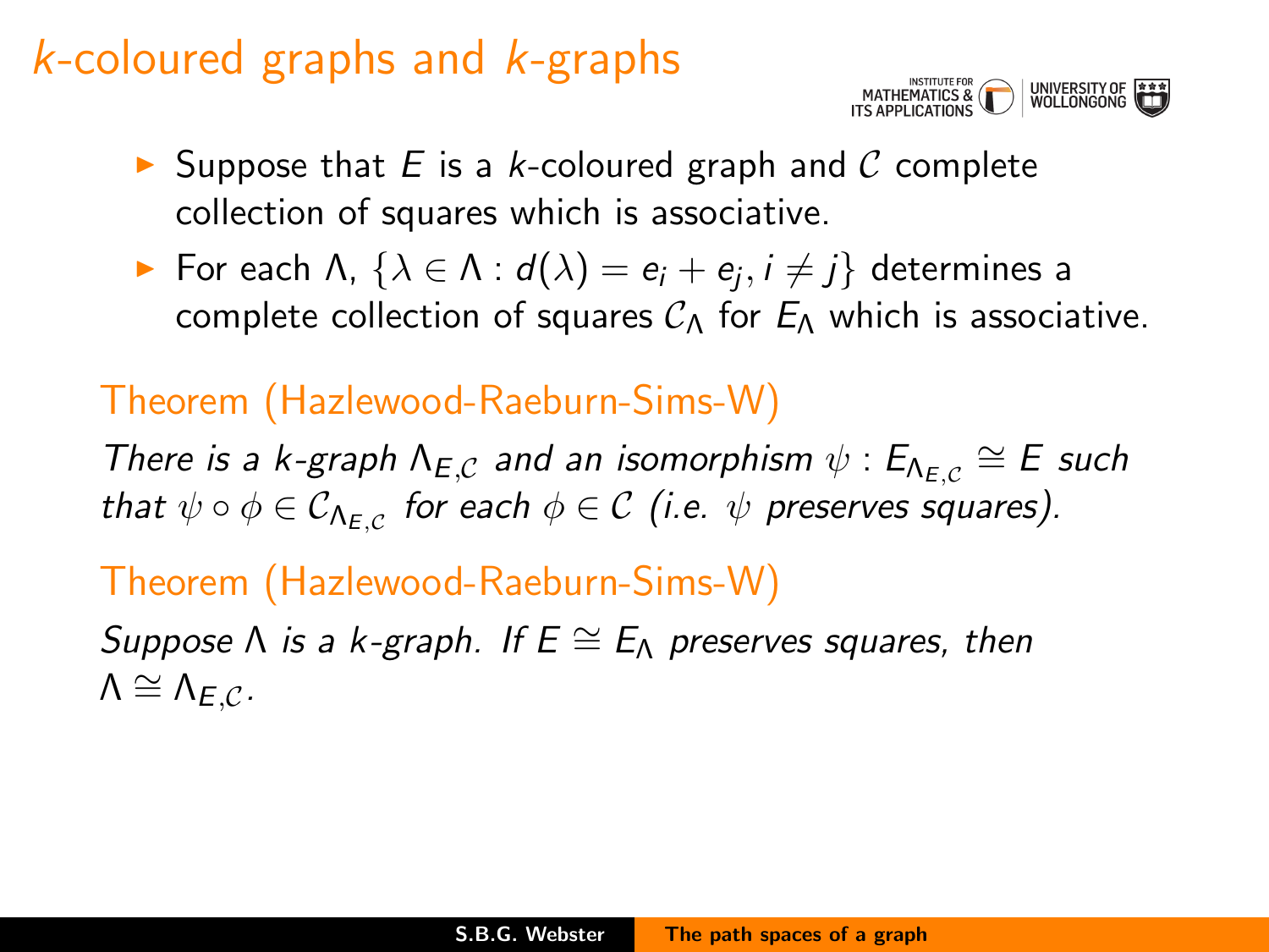# $k$-coloured graphs and $k$-graphs

- Suppose that $E$ is a $k$-coloured graph and $\mathcal{C}$ complete collection of squares which is associative.
- For each $\Lambda$, $\{\lambda \in \Lambda : d(\lambda) = e_i + e_j, i \neq j\}$ determines a complete collection of squares $\mathcal{C}_\Lambda$ for $E_\Lambda$ which is associative.

### Theorem (Hazlewood-Raeburn-Sims-W)

*There is a k-graph $\Lambda_{E,\mathcal{C}}$ and an isomorphism $\psi : E_{\Lambda_{E,\mathcal{C}}} \cong E$ such that $\psi \circ \phi \in \mathcal{C}_{\Lambda_{E,\mathcal{C}}}$ for each $\phi \in \mathcal{C}$ (i.e. $\psi$ preserves squares).*

### Theorem (Hazlewood-Raeburn-Sims-W)

*Suppose $\Lambda$ is a k-graph. If $E \cong E_\Lambda$ preserves squares, then $\Lambda \cong \Lambda_{E,\mathcal{C}}$.*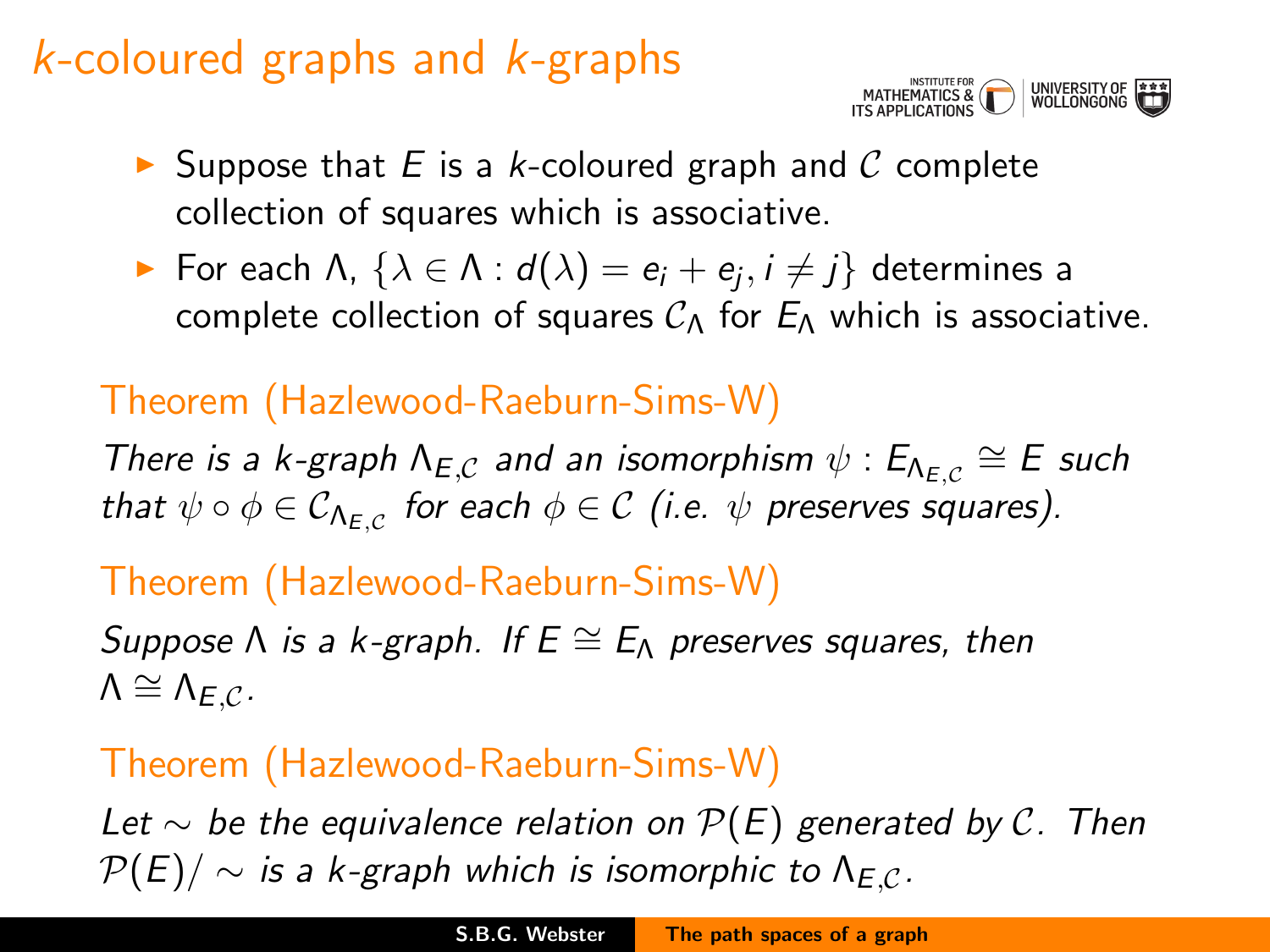# $k$-coloured graphs and $k$-graphs

- Suppose that $E$ is a $k$-coloured graph and $\mathcal{C}$ complete collection of squares which is associative.
- For each $\Lambda$, $\{\lambda \in \Lambda : d(\lambda) = e_i + e_j, i \neq j\}$ determines a complete collection of squares $\mathcal{C}_\Lambda$ for $E_\Lambda$ which is associative.

**Theorem (Hazlewood-Raeburn-Sims-W)**

*There is a $k$-graph $\Lambda_{E,\mathcal{C}}$ and an isomorphism $\psi : E_{\Lambda_{E,\mathcal{C}}} \cong E$ such that $\psi \circ \phi \in \mathcal{C}_{\Lambda_{E,\mathcal{C}}}$ for each $\phi \in \mathcal{C}$ (i.e. $\psi$ preserves squares).*

**Theorem (Hazlewood-Raeburn-Sims-W)**

*Suppose $\Lambda$ is a $k$-graph. If $E \cong E_\Lambda$ preserves squares, then $\Lambda \cong \Lambda_{E,\mathcal{C}}$.*

**Theorem (Hazlewood-Raeburn-Sims-W)**

*Let $\sim$ be the equivalence relation on $\mathcal{P}(E)$ generated by $\mathcal{C}$. Then $\mathcal{P}(E)/\sim$ is a $k$-graph which is isomorphic to $\Lambda_{E,\mathcal{C}}$.*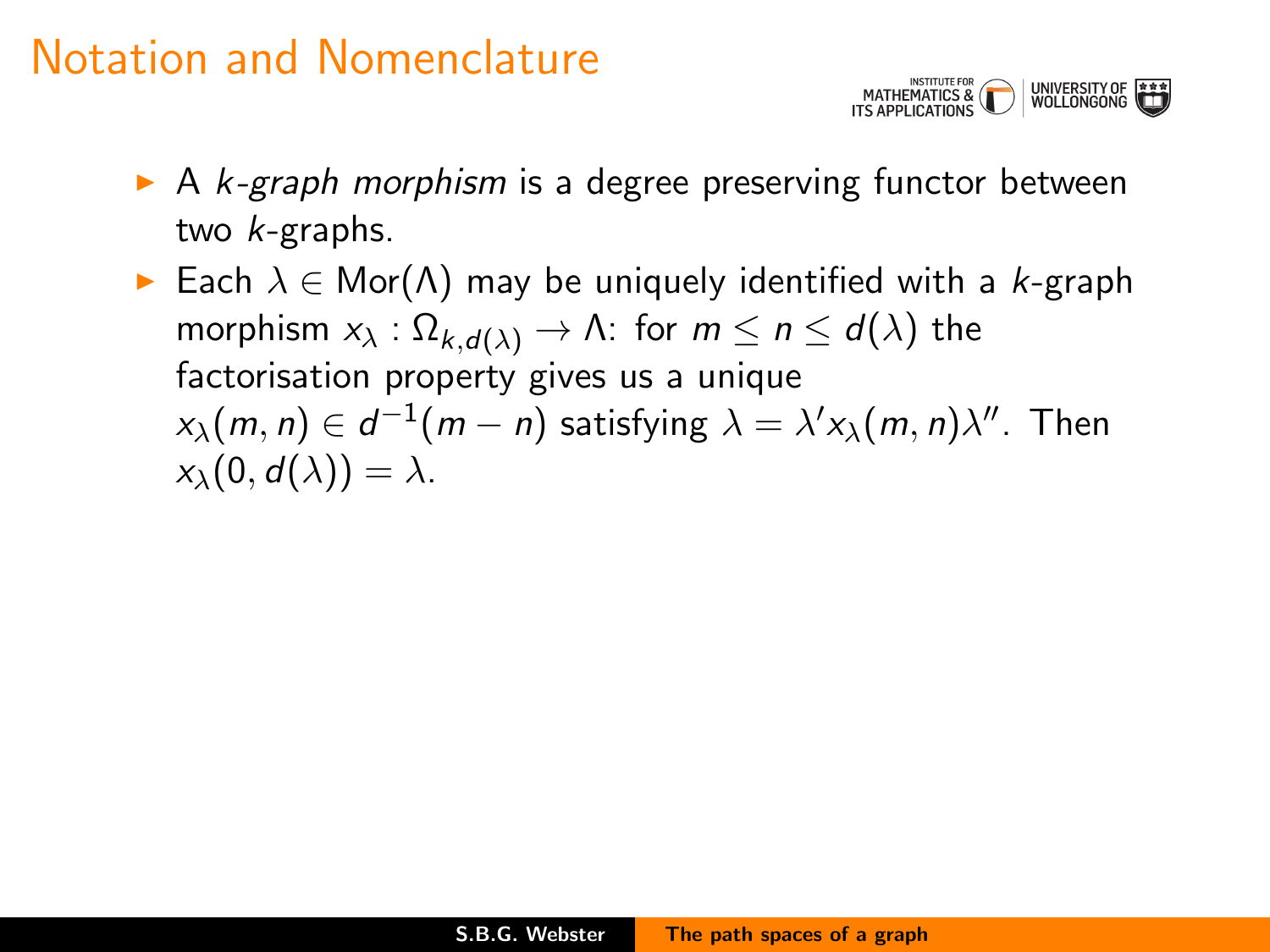# Notation and Nomenclature

- A *k-graph morphism* is a degree preserving functor between two $k$-graphs.
- Each $\lambda \in \mathrm{Mor}(\Lambda)$ may be uniquely identified with a $k$-graph morphism $x_\lambda : \Omega_{k,d(\lambda)} \to \Lambda$: for $m \leq n \leq d(\lambda)$ the factorisation property gives us a unique $x_\lambda(m, n) \in d^{-1}(m - n)$ satisfying $\lambda = \lambda' x_\lambda(m, n)\lambda''$. Then $x_\lambda(0, d(\lambda)) = \lambda$.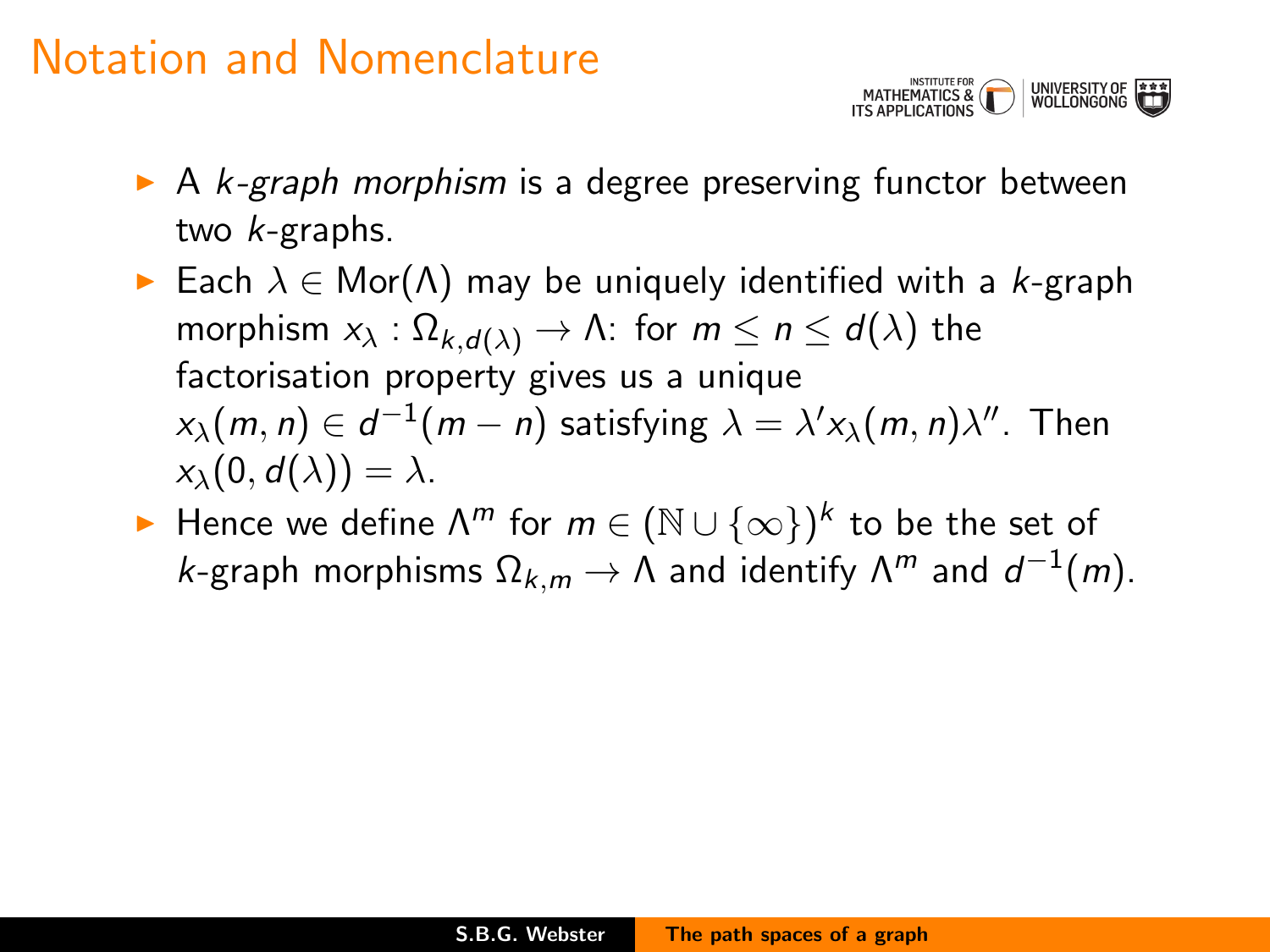# Notation and Nomenclature

- A *k-graph morphism* is a degree preserving functor between two $k$-graphs.
- Each $\lambda \in \mathrm{Mor}(\Lambda)$ may be uniquely identified with a $k$-graph morphism $x_\lambda : \Omega_{k,d(\lambda)} \to \Lambda$: for $m \leq n \leq d(\lambda)$ the factorisation property gives us a unique $x_\lambda(m, n) \in d^{-1}(m - n)$ satisfying $\lambda = \lambda' x_\lambda(m, n) \lambda''$. Then $x_\lambda(0, d(\lambda)) = \lambda$.
- Hence we define $\Lambda^m$ for $m \in (\mathbb{N} \cup \{\infty\})^k$ to be the set of $k$-graph morphisms $\Omega_{k,m} \to \Lambda$ and identify $\Lambda^m$ and $d^{-1}(m)$.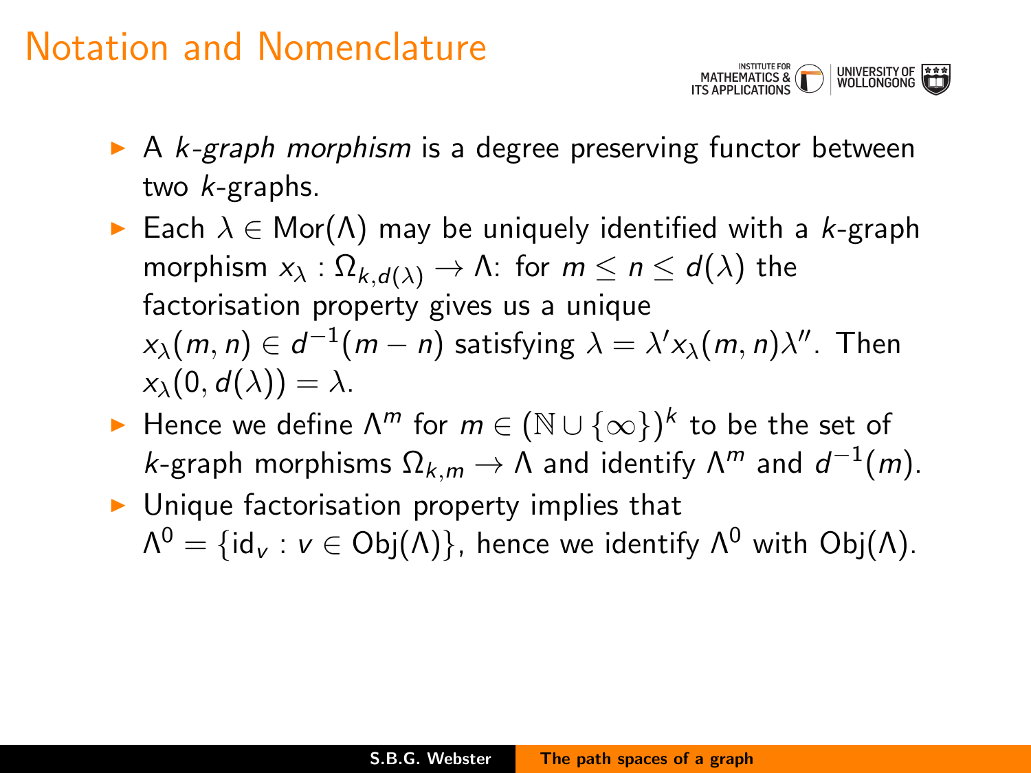# Notation and Nomenclature

- A *k-graph morphism* is a degree preserving functor between two $k$-graphs.
- Each $\lambda \in \mathrm{Mor}(\Lambda)$ may be uniquely identified with a $k$-graph morphism $x_\lambda : \Omega_{k,d(\lambda)} \to \Lambda$: for $m \leq n \leq d(\lambda)$ the factorisation property gives us a unique $x_\lambda(m,n) \in d^{-1}(m-n)$ satisfying $\lambda = \lambda' x_\lambda(m,n)\lambda''$. Then $x_\lambda(0, d(\lambda)) = \lambda$.
- Hence we define $\Lambda^m$ for $m \in (\mathbb{N} \cup \{\infty\})^k$ to be the set of $k$-graph morphisms $\Omega_{k,m} \to \Lambda$ and identify $\Lambda^m$ and $d^{-1}(m)$.
- Unique factorisation property implies that $\Lambda^0 = \{\mathrm{id}_v : v \in \mathrm{Obj}(\Lambda)\}$, hence we identify $\Lambda^0$ with $\mathrm{Obj}(\Lambda)$.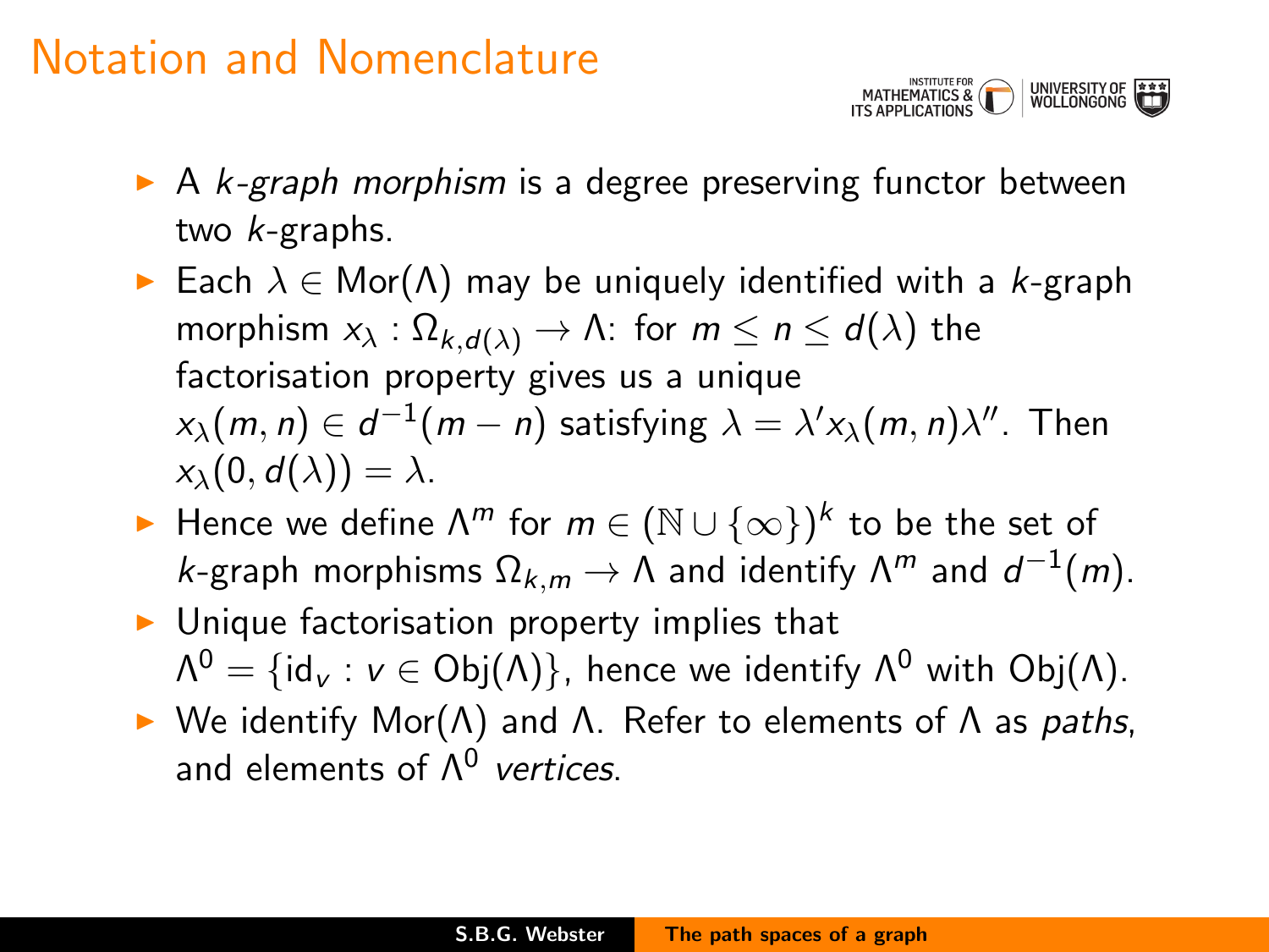# Notation and Nomenclature

- A *k-graph morphism* is a degree preserving functor between two $k$-graphs.
- Each $\lambda \in \mathrm{Mor}(\Lambda)$ may be uniquely identified with a $k$-graph morphism $x_\lambda : \Omega_{k,d(\lambda)} \to \Lambda$: for $m \leq n \leq d(\lambda)$ the factorisation property gives us a unique $x_\lambda(m,n) \in d^{-1}(m-n)$ satisfying $\lambda = \lambda' x_\lambda(m,n) \lambda''$. Then $x_\lambda(0, d(\lambda)) = \lambda$.
- Hence we define $\Lambda^m$ for $m \in (\mathbb{N} \cup \{\infty\})^k$ to be the set of $k$-graph morphisms $\Omega_{k,m} \to \Lambda$ and identify $\Lambda^m$ and $d^{-1}(m)$.
- Unique factorisation property implies that $\Lambda^0 = \{\mathrm{id}_v : v \in \mathrm{Obj}(\Lambda)\}$, hence we identify $\Lambda^0$ with $\mathrm{Obj}(\Lambda)$.
- We identify $\mathrm{Mor}(\Lambda)$ and $\Lambda$. Refer to elements of $\Lambda$ as *paths*, and elements of $\Lambda^0$ *vertices*.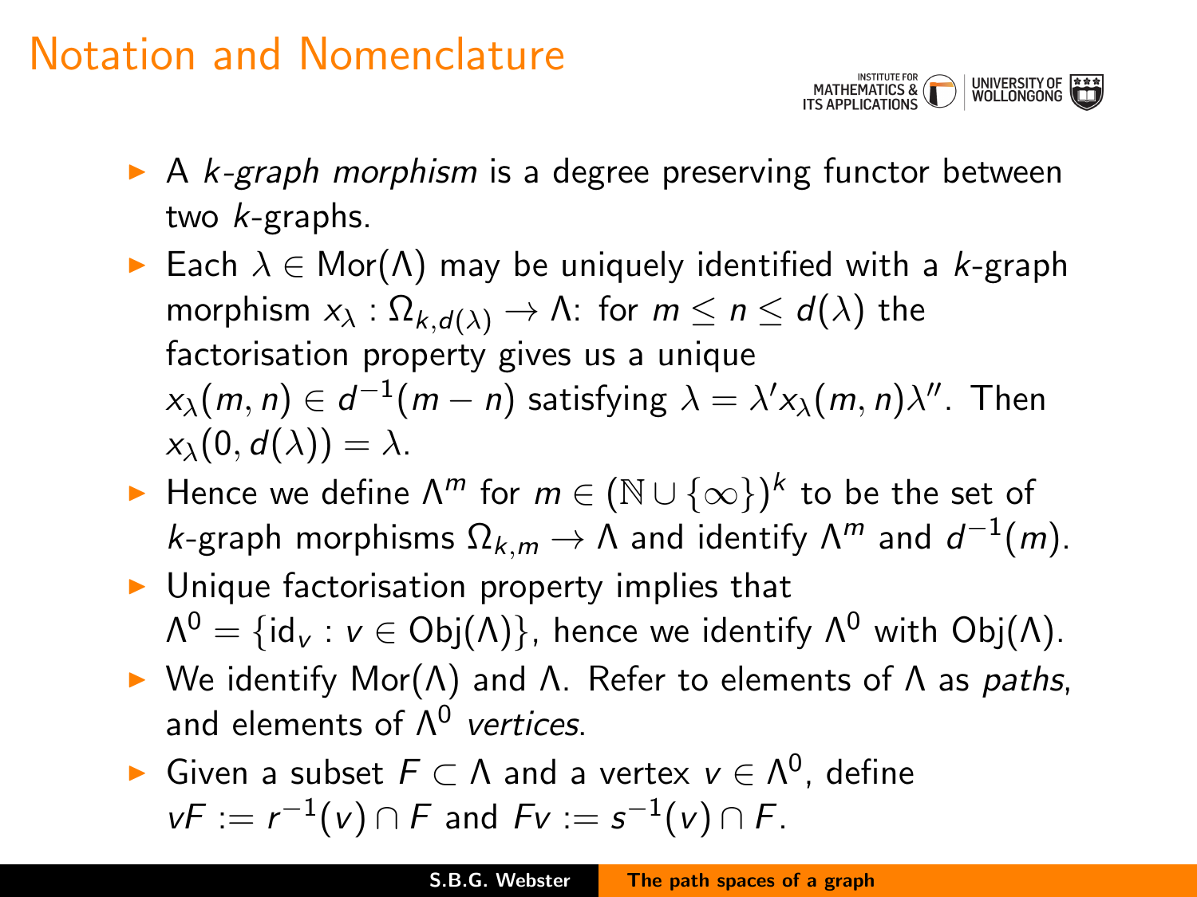# Notation and Nomenclature

- A *k-graph morphism* is a degree preserving functor between two $k$-graphs.
- Each $\lambda \in \mathrm{Mor}(\Lambda)$ may be uniquely identified with a $k$-graph morphism $x_\lambda : \Omega_{k,d(\lambda)} \to \Lambda$: for $m \leq n \leq d(\lambda)$ the factorisation property gives us a unique $x_\lambda(m,n) \in d^{-1}(m-n)$ satisfying $\lambda = \lambda' x_\lambda(m,n)\lambda''$. Then $x_\lambda(0, d(\lambda)) = \lambda$.
- Hence we define $\Lambda^m$ for $m \in (\mathbb{N} \cup \{\infty\})^k$ to be the set of $k$-graph morphisms $\Omega_{k,m} \to \Lambda$ and identify $\Lambda^m$ and $d^{-1}(m)$.
- Unique factorisation property implies that $\Lambda^0 = \{\mathrm{id}_v : v \in \mathrm{Obj}(\Lambda)\}$, hence we identify $\Lambda^0$ with $\mathrm{Obj}(\Lambda)$.
- We identify $\mathrm{Mor}(\Lambda)$ and $\Lambda$. Refer to elements of $\Lambda$ as *paths*, and elements of $\Lambda^0$ *vertices*.
- Given a subset $F \subset \Lambda$ and a vertex $v \in \Lambda^0$, define $vF := r^{-1}(v) \cap F$ and $Fv := s^{-1}(v) \cap F$.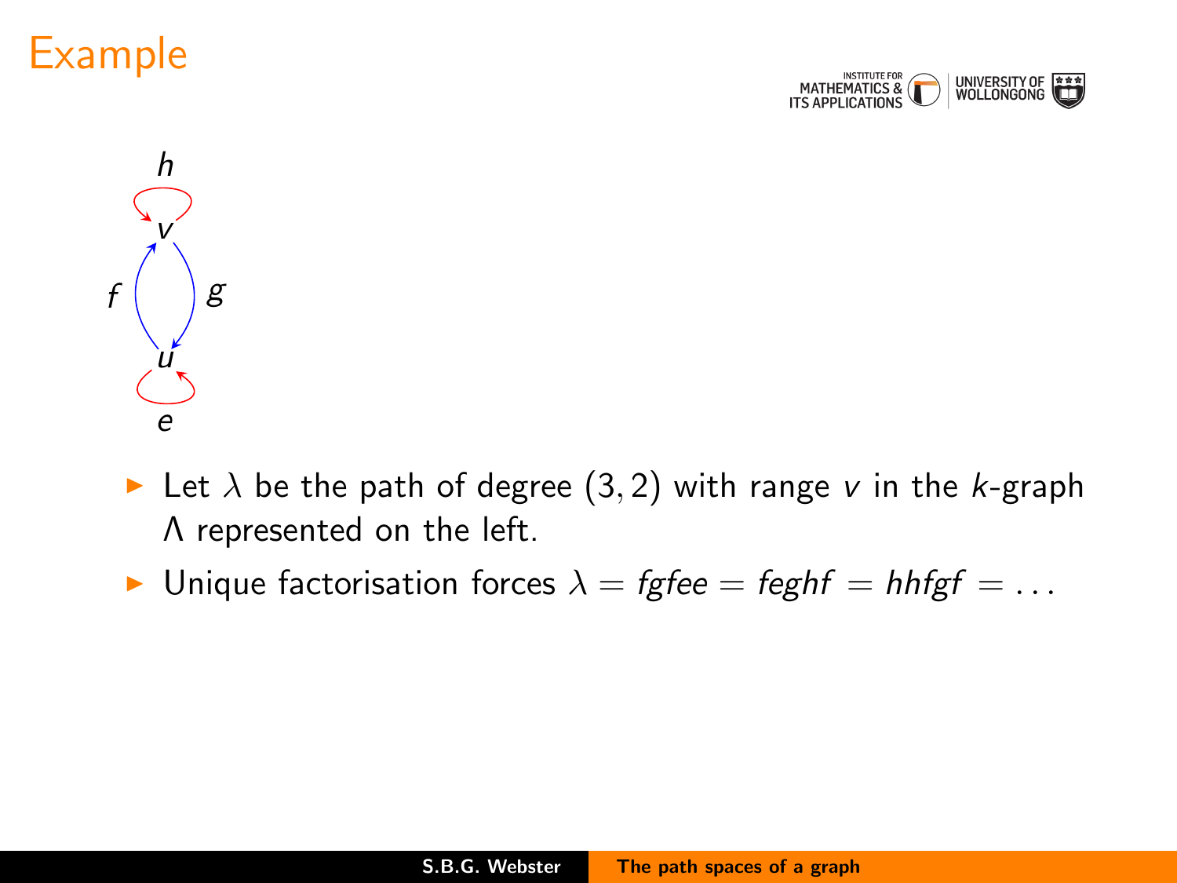# Example

- Let $\lambda$ be the path of degree $(3, 2)$ with range $v$ in the $k$-graph $\Lambda$ represented on the left.
- Unique factorisation forces $\lambda = fgfee = feghf = hhfgf = \ldots$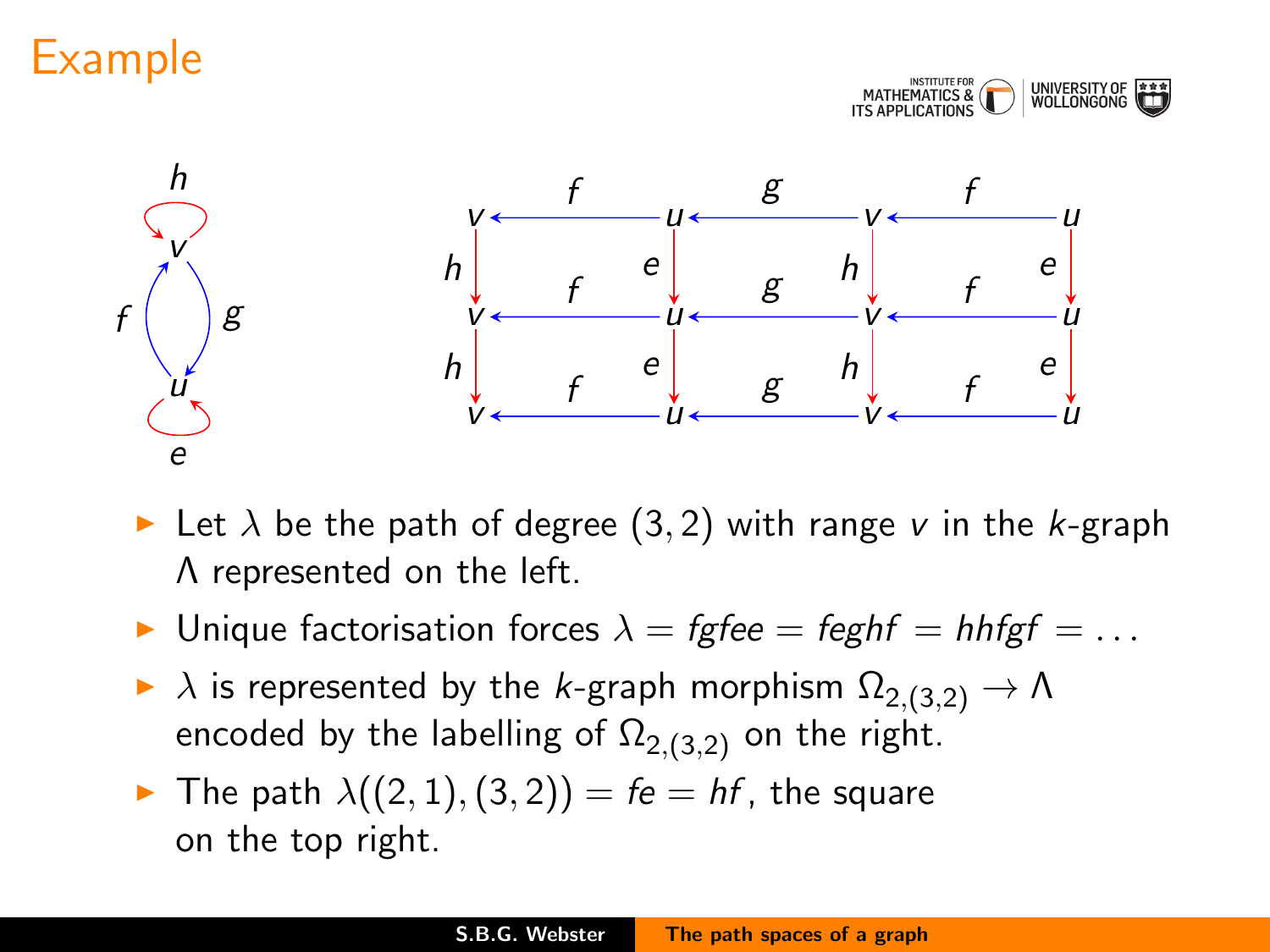# Example

- Let $\lambda$ be the path of degree $(3,2)$ with range $v$ in the $k$-graph $\Lambda$ represented on the left.
- Unique factorisation forces $\lambda = fgfee = feghf = hhfgf = \ldots$
- $\lambda$ is represented by the $k$-graph morphism $\Omega_{2,(3,2)} \to \Lambda$ encoded by the labelling of $\Omega_{2,(3,2)}$ on the right.
- The path $\lambda((2,1),(3,2)) = fe = hf$, the square on the top right.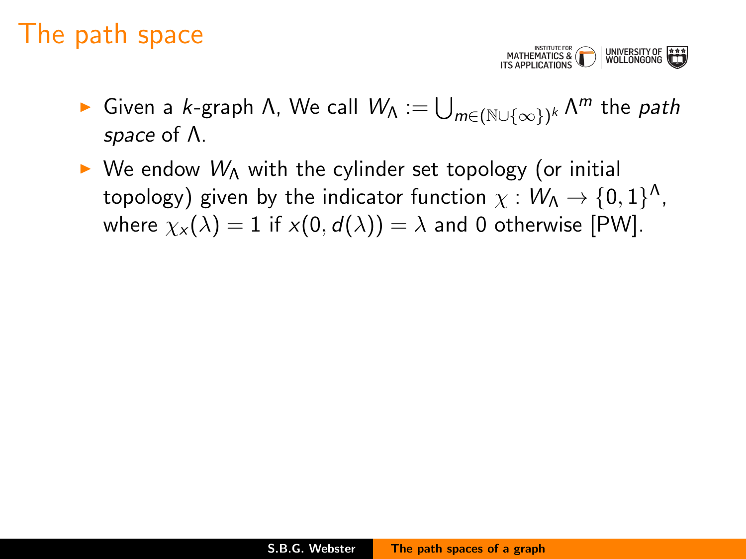# The path space

- Given a $k$-graph $\Lambda$, We call $W_\Lambda := \bigcup_{m \in (\mathbb{N} \cup \{\infty\})^k} \Lambda^m$ the *path space* of $\Lambda$.
- We endow $W_\Lambda$ with the cylinder set topology (or initial topology) given by the indicator function $\chi : W_\Lambda \to \{0, 1\}^\Lambda$, where $\chi_x(\lambda) = 1$ if $x(0, d(\lambda)) = \lambda$ and 0 otherwise [PW].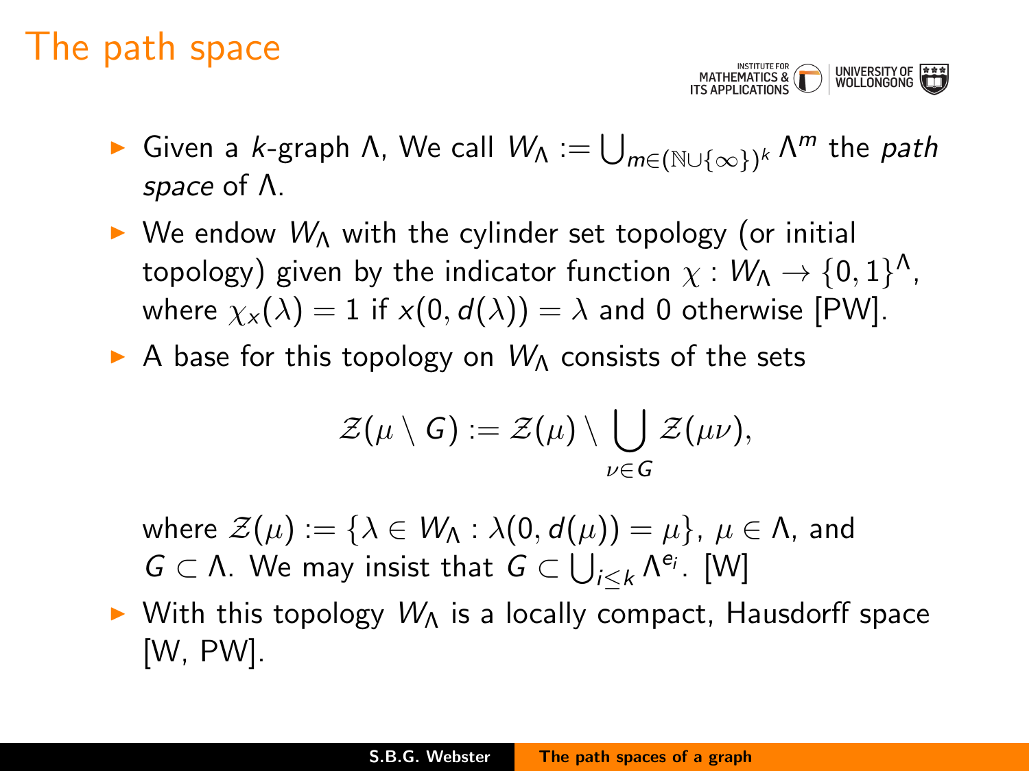# The path space

- Given a $k$-graph $\Lambda$, We call $W_\Lambda := \bigcup_{m \in (\mathbb{N} \cup \{\infty\})^k} \Lambda^m$ the *path space* of $\Lambda$.
- We endow $W_\Lambda$ with the cylinder set topology (or initial topology) given by the indicator function $\chi : W_\Lambda \to \{0,1\}^\Lambda$, where $\chi_x(\lambda) = 1$ if $x(0, d(\lambda)) = \lambda$ and 0 otherwise [PW].
- A base for this topology on $W_\Lambda$ consists of the sets

$$\mathcal{Z}(\mu \setminus G) := \mathcal{Z}(\mu) \setminus \bigcup_{\nu \in G} \mathcal{Z}(\mu\nu),$$

  where $\mathcal{Z}(\mu) := \{\lambda \in W_\Lambda : \lambda(0, d(\mu)) = \mu\}$, $\mu \in \Lambda$, and $G \subset \Lambda$. We may insist that $G \subset \bigcup_{i \leq k} \Lambda^{e_i}$. [W]
- With this topology $W_\Lambda$ is a locally compact, Hausdorff space [W, PW].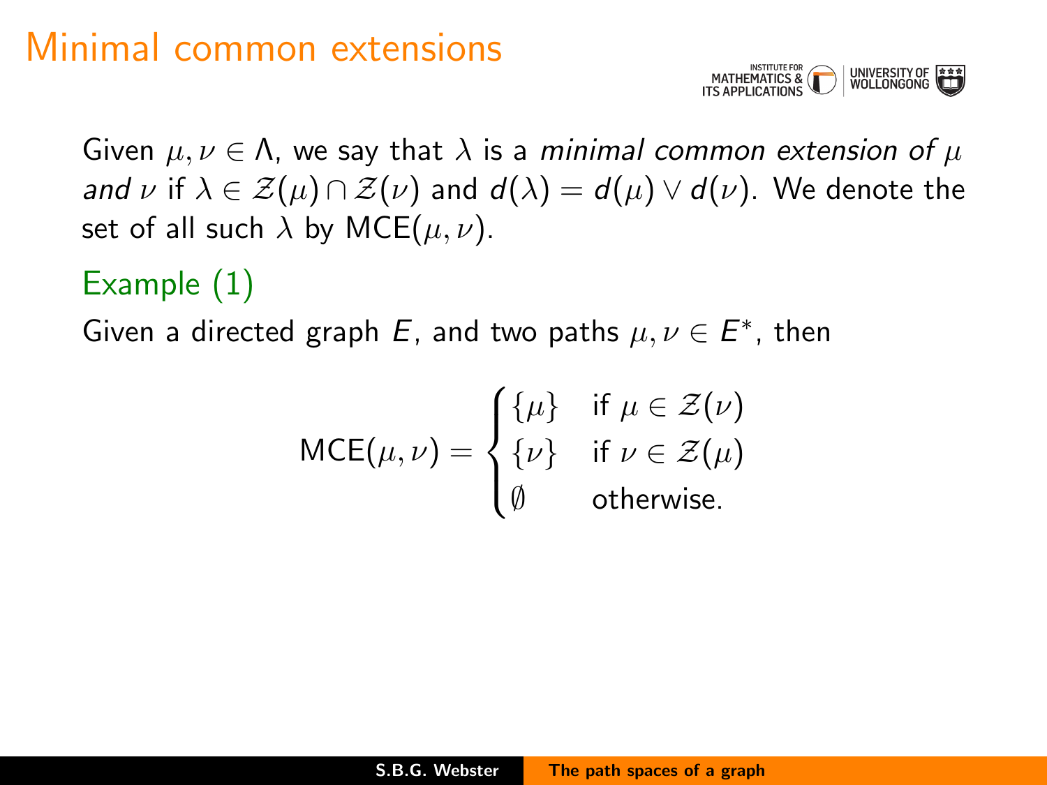# Minimal common extensions

Given $\mu, \nu \in \Lambda$, we say that $\lambda$ is a *minimal common extension of $\mu$ and $\nu$* if $\lambda \in \mathcal{Z}(\mu) \cap \mathcal{Z}(\nu)$ and $d(\lambda) = d(\mu) \vee d(\nu)$. We denote the set of all such $\lambda$ by $\mathsf{MCE}(\mu, \nu)$.

## Example (1)

Given a directed graph $E$, and two paths $\mu, \nu \in E^*$, then

$$\mathsf{MCE}(\mu, \nu) = \begin{cases} \{\mu\} & \text{if } \mu \in \mathcal{Z}(\nu) \\ \{\nu\} & \text{if } \nu \in \mathcal{Z}(\mu) \\ \emptyset & \text{otherwise.} \end{cases}$$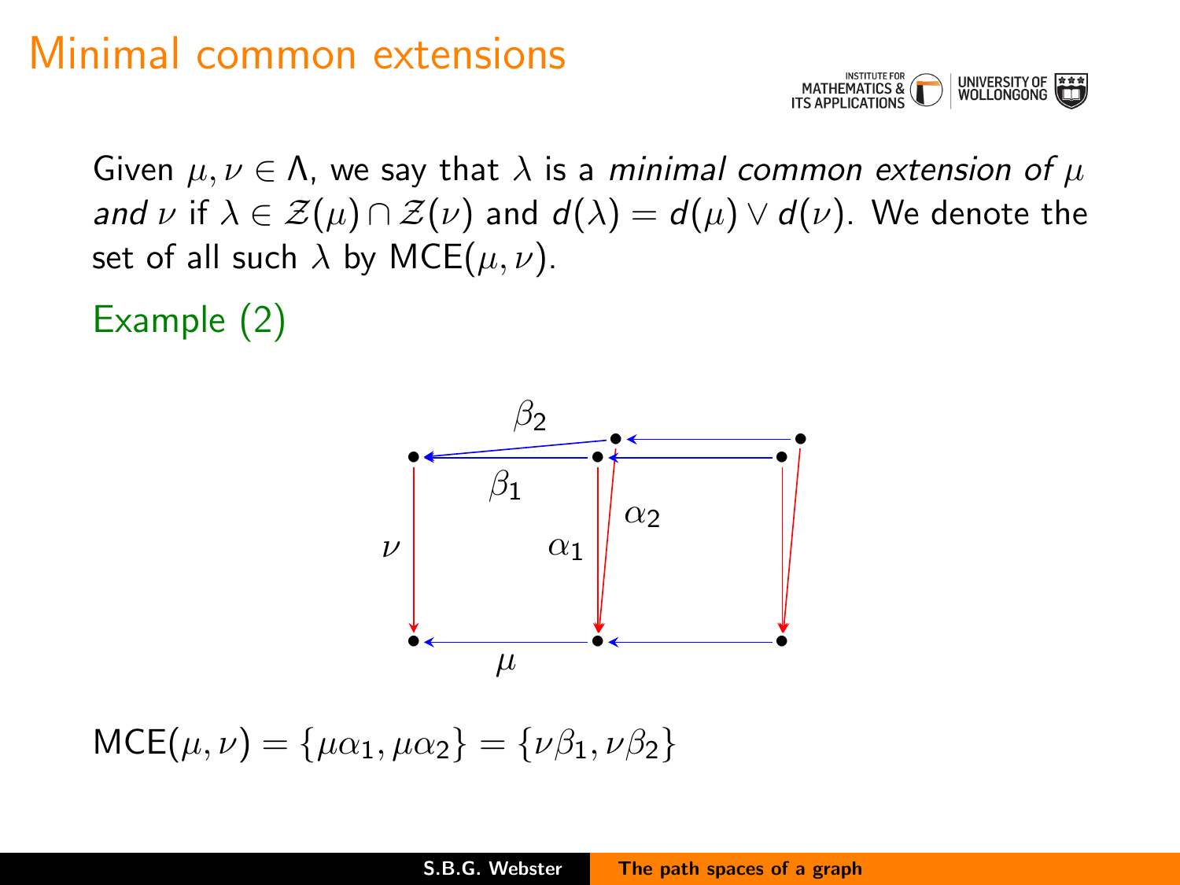# Minimal common extensions

Given $\mu, \nu \in \Lambda$, we say that $\lambda$ is a *minimal common extension of* $\mu$ *and* $\nu$ if $\lambda \in \mathcal{Z}(\mu) \cap \mathcal{Z}(\nu)$ and $d(\lambda) = d(\mu) \vee d(\nu)$. We denote the set of all such $\lambda$ by $\mathrm{MCE}(\mu, \nu)$.

## Example (2)

$$\mathrm{MCE}(\mu, \nu) = \{\mu\alpha_1, \mu\alpha_2\} = \{\nu\beta_1, \nu\beta_2\}$$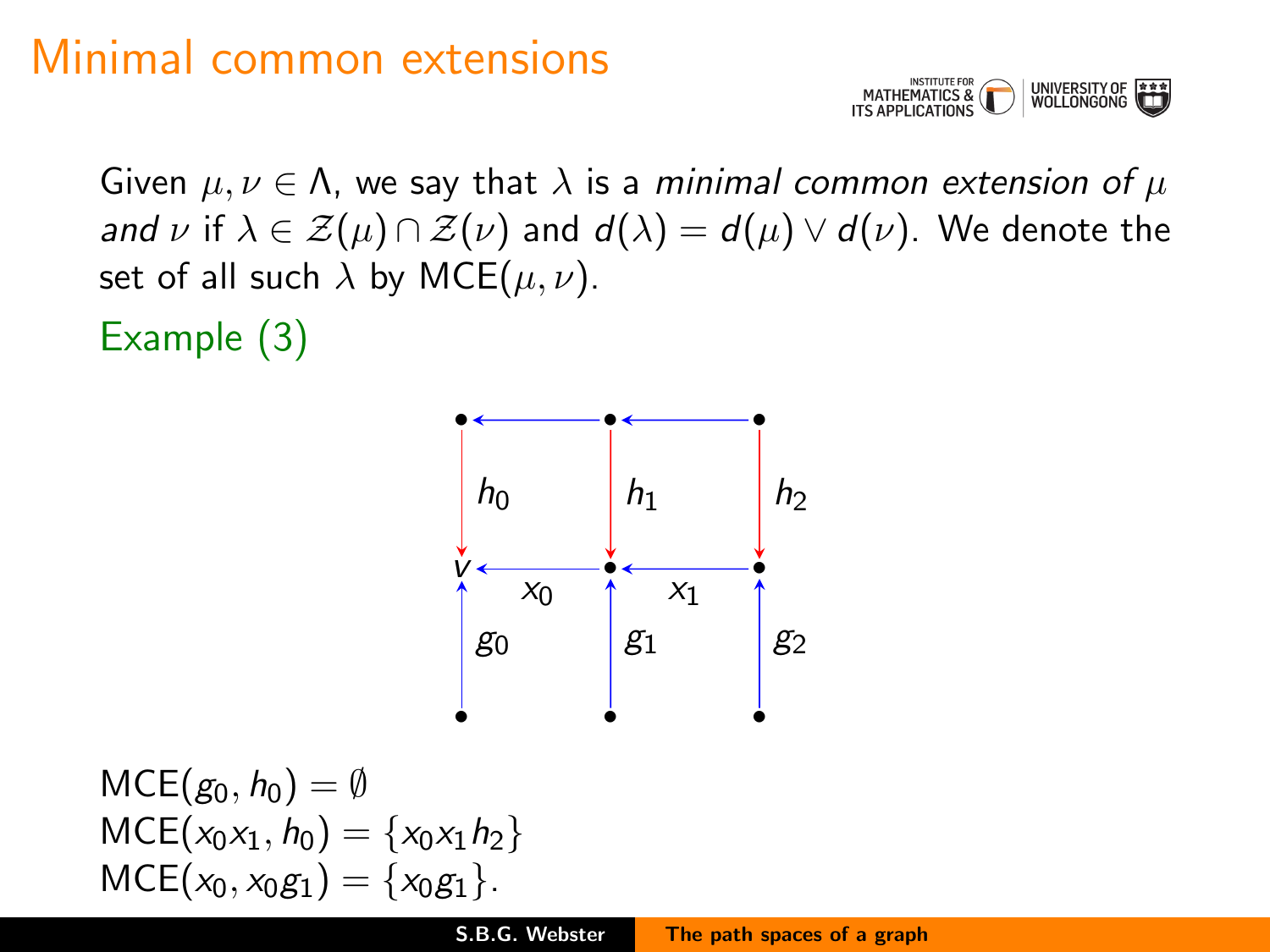# Minimal common extensions

Given $\mu, \nu \in \Lambda$, we say that $\lambda$ is a *minimal common extension of* $\mu$ *and* $\nu$ if $\lambda \in \mathcal{Z}(\mu) \cap \mathcal{Z}(\nu)$ and $d(\lambda) = d(\mu) \vee d(\nu)$. We denote the set of all such $\lambda$ by $\mathrm{MCE}(\mu, \nu)$.

Example (3)

$\mathrm{MCE}(g_0, h_0) = \emptyset$
$\mathrm{MCE}(x_0 x_1, h_0) = \{x_0 x_1 h_2\}$
$\mathrm{MCE}(x_0, x_0 g_1) = \{x_0 g_1\}$.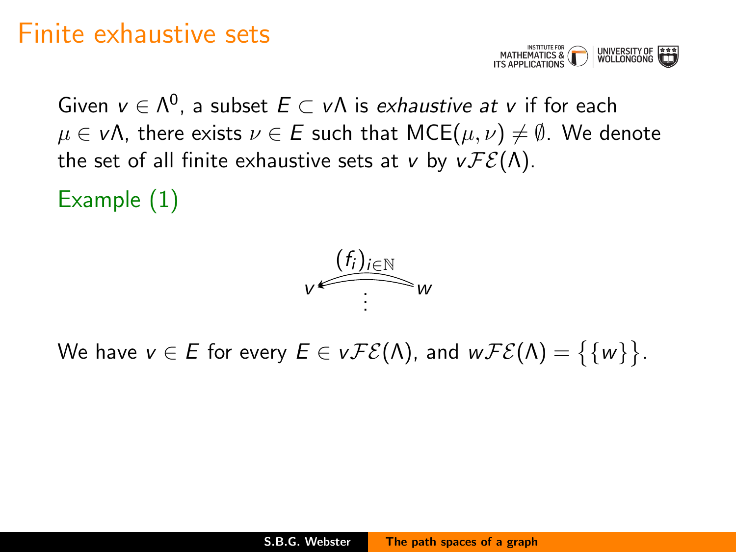# Finite exhaustive sets

Given $v \in \Lambda^0$, a subset $E \subset v\Lambda$ is *exhaustive at* $v$ if for each $\mu \in v\Lambda$, there exists $\nu \in E$ such that $\mathrm{MCE}(\mu, \nu) \neq \emptyset$. We denote the set of all finite exhaustive sets at $v$ by $v\mathcal{FE}(\Lambda)$.

Example (1)

$$v \xleftarrow{(f_i)_{i \in \mathbb{N}}} w$$

We have $v \in E$ for every $E \in v\mathcal{FE}(\Lambda)$, and $w\mathcal{FE}(\Lambda) = \big\{\{w\}\big\}$.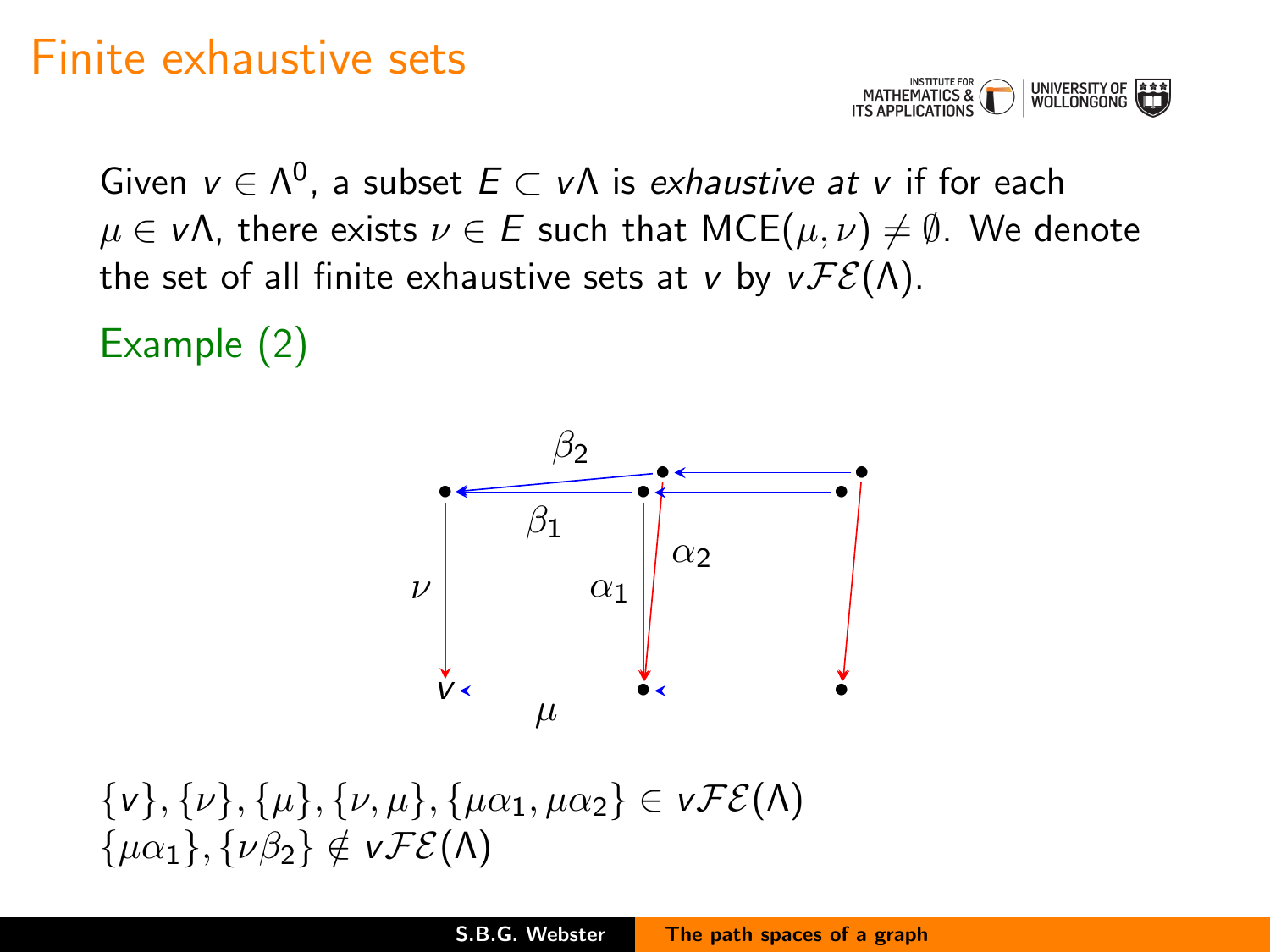# Finite exhaustive sets

Given $v \in \Lambda^0$, a subset $E \subset v\Lambda$ is *exhaustive at v* if for each $\mu \in v\Lambda$, there exists $\nu \in E$ such that $\mathrm{MCE}(\mu, \nu) \neq \emptyset$. We denote the set of all finite exhaustive sets at $v$ by $v\mathcal{FE}(\Lambda)$.

## Example (2)

$\{v\}, \{\nu\}, \{\mu\}, \{\nu, \mu\}, \{\mu\alpha_1, \mu\alpha_2\} \in v\mathcal{FE}(\Lambda)$
$\{\mu\alpha_1\}, \{\nu\beta_2\} \notin v\mathcal{FE}(\Lambda)$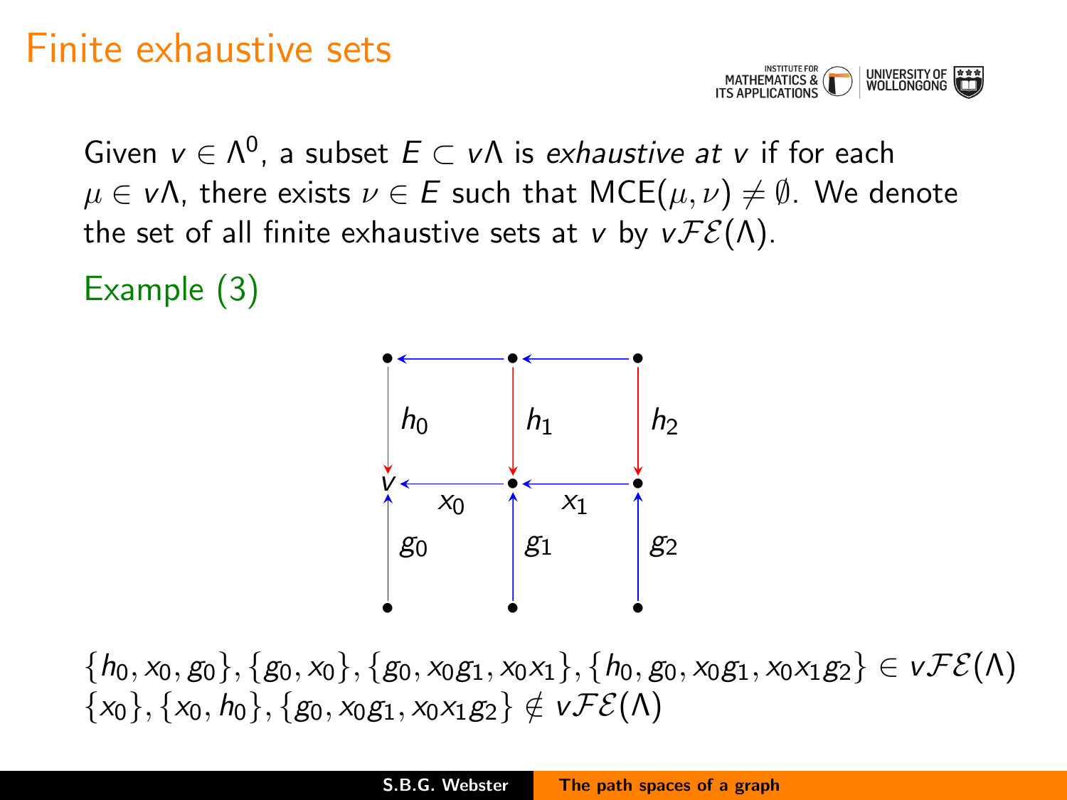# Finite exhaustive sets

Given $v \in \Lambda^0$, a subset $E \subset v\Lambda$ is *exhaustive at* $v$ if for each $\mu \in v\Lambda$, there exists $\nu \in E$ such that $\mathrm{MCE}(\mu, \nu) \neq \emptyset$. We denote the set of all finite exhaustive sets at $v$ by $v\mathcal{FE}(\Lambda)$.

## Example (3)

$\{h_0, x_0, g_0\}, \{g_0, x_0\}, \{g_0, x_0 g_1, x_0 x_1\}, \{h_0, g_0, x_0 g_1, x_0 x_1 g_2\} \in v\mathcal{FE}(\Lambda)$
$\{x_0\}, \{x_0, h_0\}, \{g_0, x_0 g_1, x_0 x_1 g_2\} \notin v\mathcal{FE}(\Lambda)$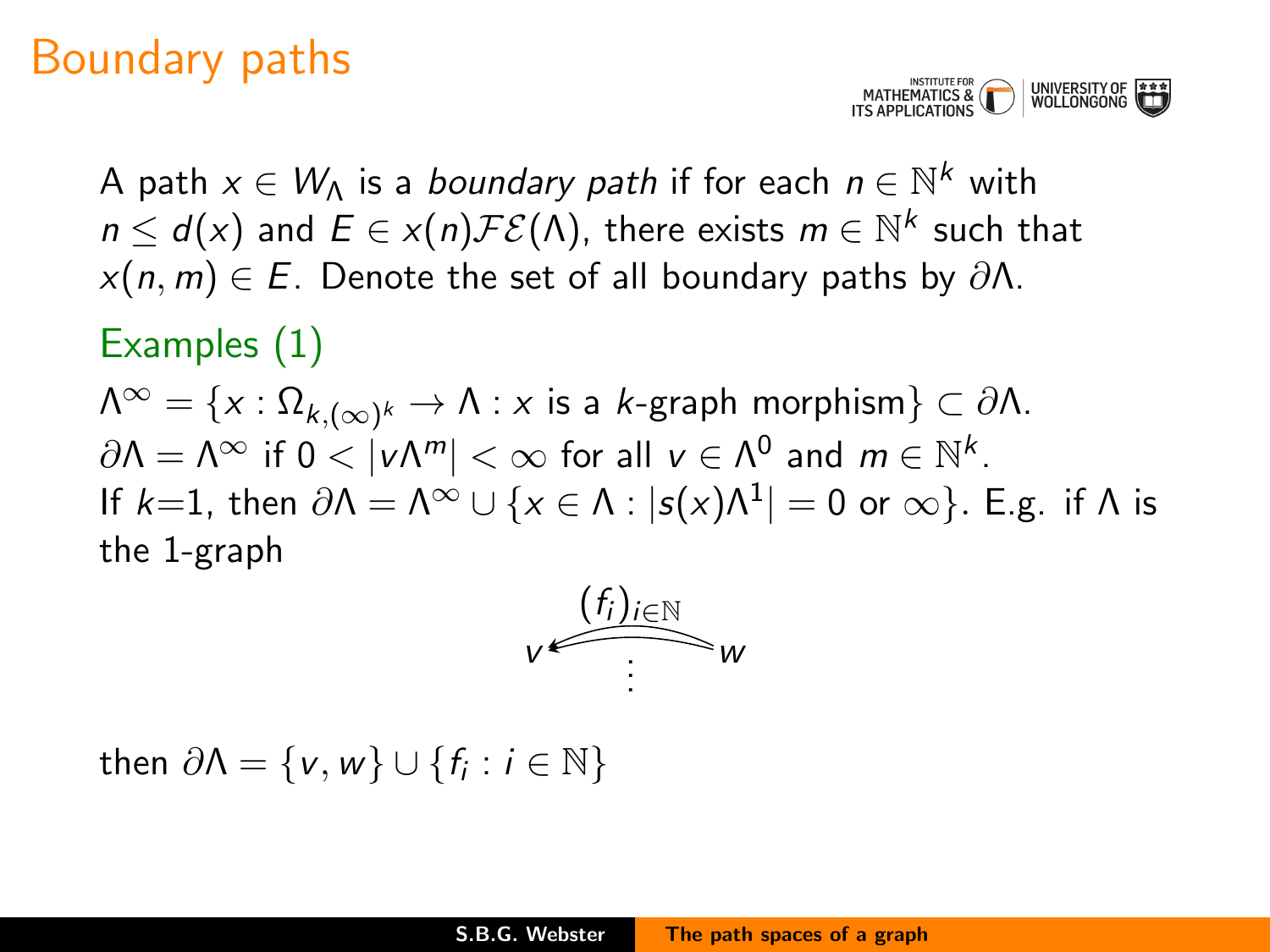# Boundary paths

A path $x \in W_\Lambda$ is a *boundary path* if for each $n \in \mathbb{N}^k$ with $n \leq d(x)$ and $E \in x(n)\mathcal{FE}(\Lambda)$, there exists $m \in \mathbb{N}^k$ such that $x(n, m) \in E$. Denote the set of all boundary paths by $\partial\Lambda$.

## Examples (1)

$\Lambda^\infty = \{x : \Omega_{k,(\infty)^k} \to \Lambda : x \text{ is a } k\text{-graph morphism}\} \subset \partial\Lambda$.
$\partial\Lambda = \Lambda^\infty$ if $0 < |v\Lambda^m| < \infty$ for all $v \in \Lambda^0$ and $m \in \mathbb{N}^k$.
If $k$=1, then $\partial\Lambda = \Lambda^\infty \cup \{x \in \Lambda : |s(x)\Lambda^1| = 0 \text{ or } \infty\}$. E.g. if $\Lambda$ is the 1-graph

$$v \xleftarrow{(f_i)_{i \in \mathbb{N}}} w$$

then $\partial\Lambda = \{v, w\} \cup \{f_i : i \in \mathbb{N}\}$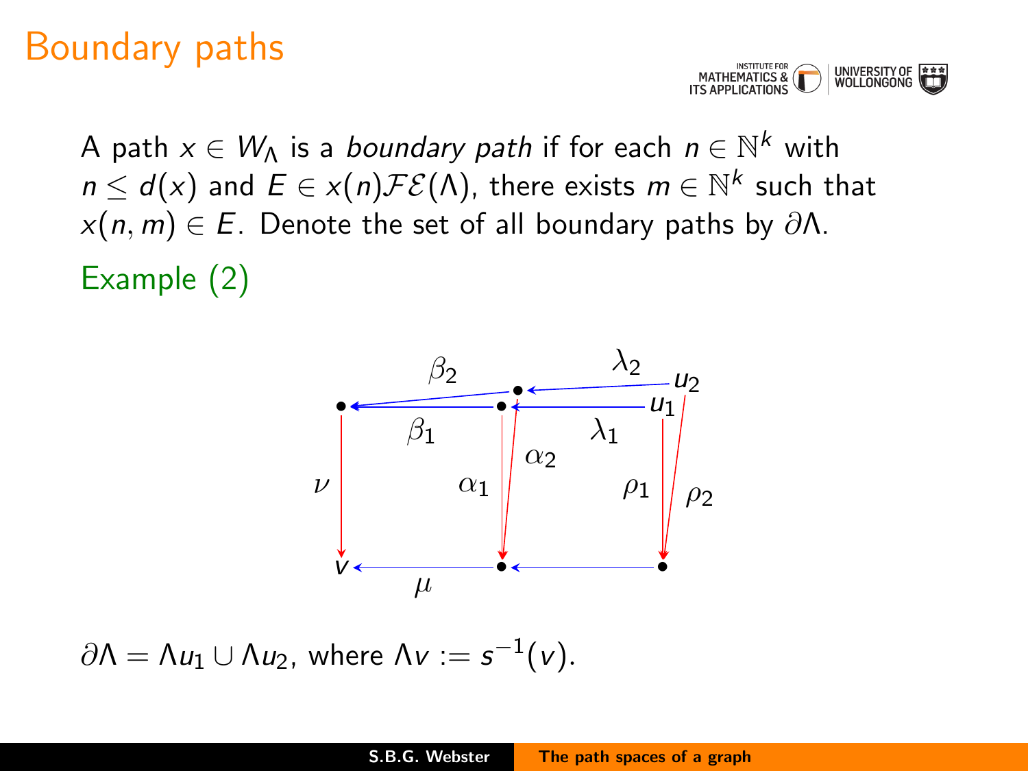# Boundary paths

A path $x \in W_\Lambda$ is a *boundary path* if for each $n \in \mathbb{N}^k$ with $n \le d(x)$ and $E \in x(n)\mathcal{FE}(\Lambda)$, there exists $m \in \mathbb{N}^k$ such that $x(n, m) \in E$. Denote the set of all boundary paths by $\partial\Lambda$.

## Example (2)

$\partial\Lambda = \Lambda u_1 \cup \Lambda u_2$, where $\Lambda v := s^{-1}(v)$.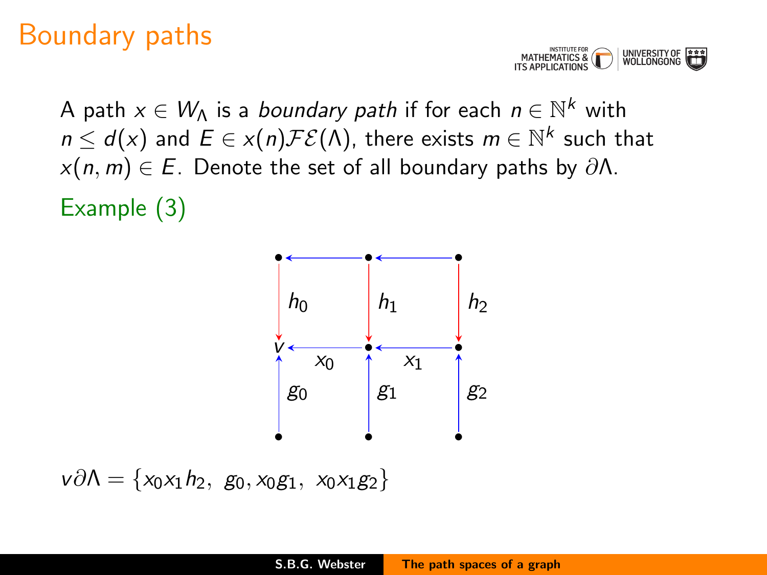# Boundary paths

A path $x \in W_\Lambda$ is a *boundary path* if for each $n \in \mathbb{N}^k$ with $n \le d(x)$ and $E \in x(n)\mathcal{FE}(\Lambda)$, there exists $m \in \mathbb{N}^k$ such that $x(n, m) \in E$. Denote the set of all boundary paths by $\partial\Lambda$.

Example (3)

$v\partial\Lambda = \{x_0 x_1 h_2,\ g_0, x_0 g_1,\ x_0 x_1 g_2\}$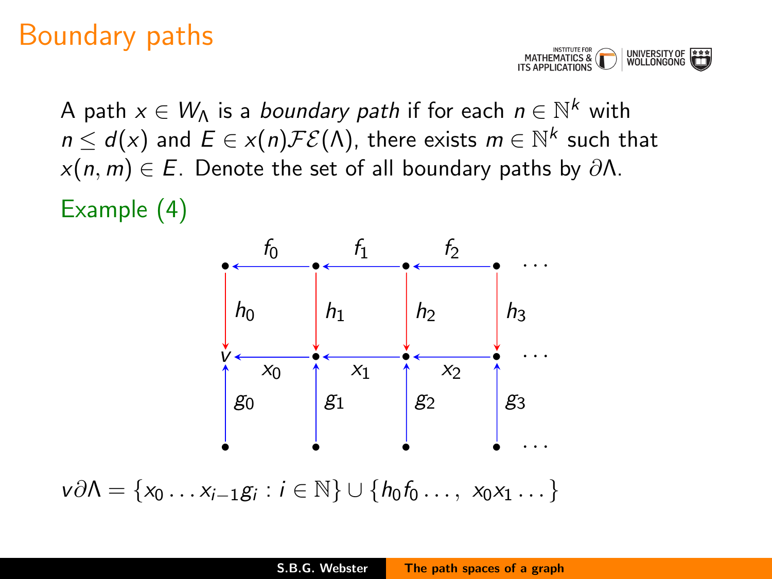# Boundary paths

A path $x \in W_\Lambda$ is a *boundary path* if for each $n \in \mathbb{N}^k$ with $n \leq d(x)$ and $E \in x(n)\mathcal{FE}(\Lambda)$, there exists $m \in \mathbb{N}^k$ such that $x(n, m) \in E$. Denote the set of all boundary paths by $\partial\Lambda$.

## Example (4)

$$v\partial\Lambda = \{x_0 \ldots x_{i-1}g_i : i \in \mathbb{N}\} \cup \{h_0 f_0 \ldots,\ x_0 x_1 \ldots\}$$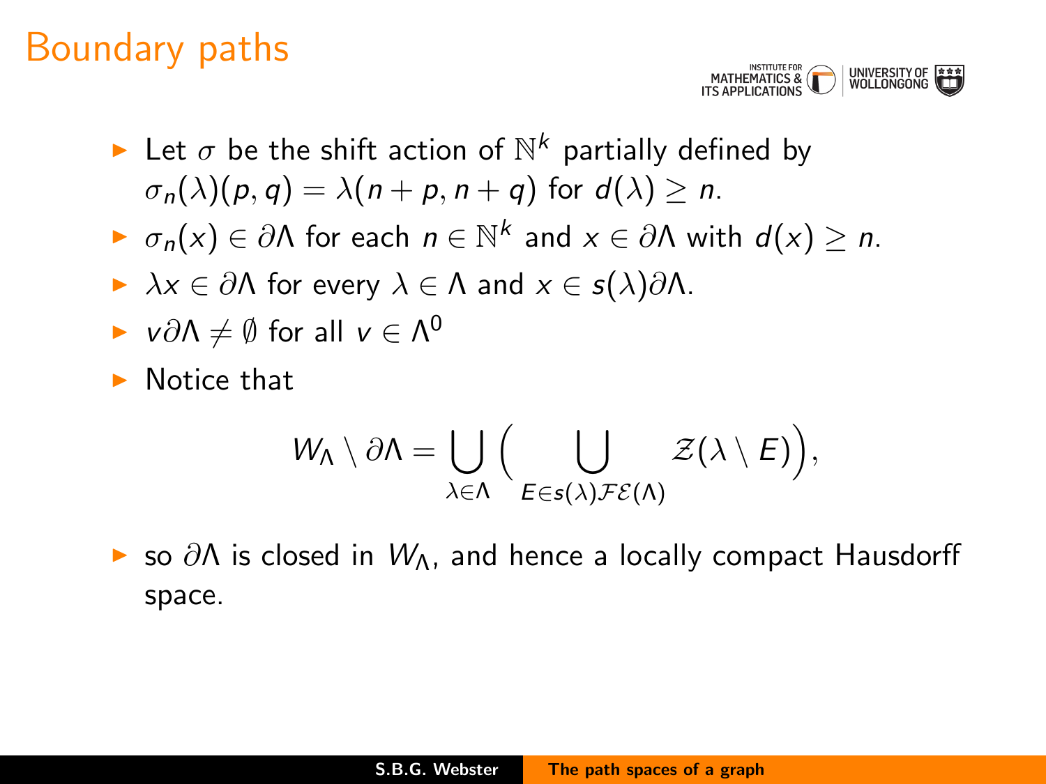# Boundary paths

- Let $\sigma$ be the shift action of $\mathbb{N}^k$ partially defined by $\sigma_n(\lambda)(p, q) = \lambda(n + p, n + q)$ for $d(\lambda) \geq n$.
- $\sigma_n(x) \in \partial\Lambda$ for each $n \in \mathbb{N}^k$ and $x \in \partial\Lambda$ with $d(x) \geq n$.
- $\lambda x \in \partial\Lambda$ for every $\lambda \in \Lambda$ and $x \in s(\lambda)\partial\Lambda$.
- $v\partial\Lambda \neq \emptyset$ for all $v \in \Lambda^0$
- Notice that

$$W_\Lambda \setminus \partial\Lambda = \bigcup_{\lambda \in \Lambda} \Big( \bigcup_{E \in s(\lambda)\mathcal{FE}(\Lambda)} \mathcal{Z}(\lambda \setminus E) \Big),$$

- so $\partial\Lambda$ is closed in $W_\Lambda$, and hence a locally compact Hausdorff space.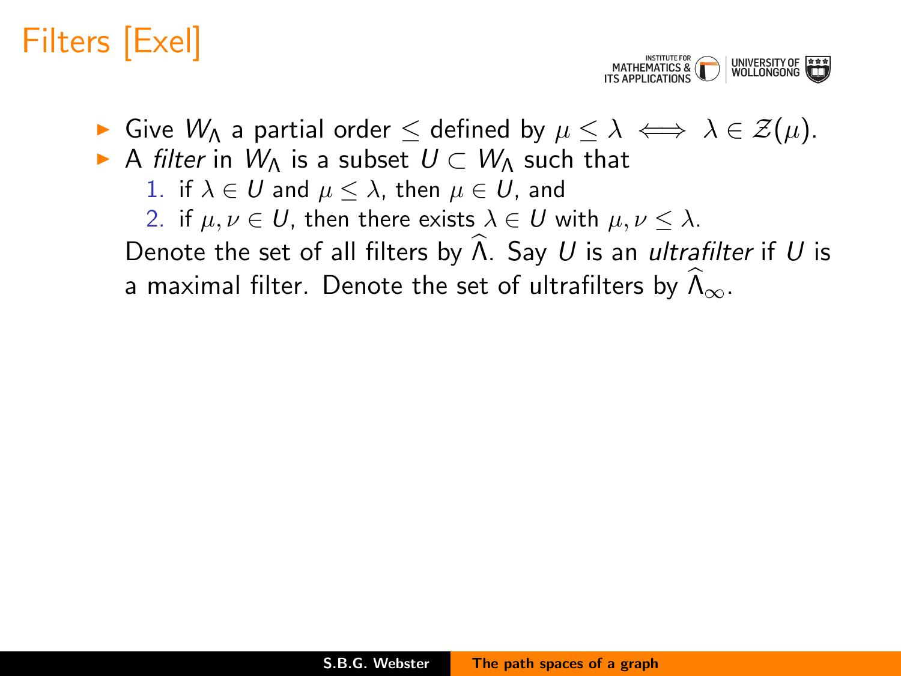# Filters [Exel]

- Give $W_\Lambda$ a partial order $\leq$ defined by $\mu \leq \lambda \iff \lambda \in \mathcal{Z}(\mu)$.
- A *filter* in $W_\Lambda$ is a subset $U \subset W_\Lambda$ such that
  1. if $\lambda \in U$ and $\mu \leq \lambda$, then $\mu \in U$, and
  2. if $\mu, \nu \in U$, then there exists $\lambda \in U$ with $\mu, \nu \leq \lambda$.

  Denote the set of all filters by $\widehat{\Lambda}$. Say $U$ is an *ultrafilter* if $U$ is a maximal filter. Denote the set of ultrafilters by $\widehat{\Lambda}_\infty$.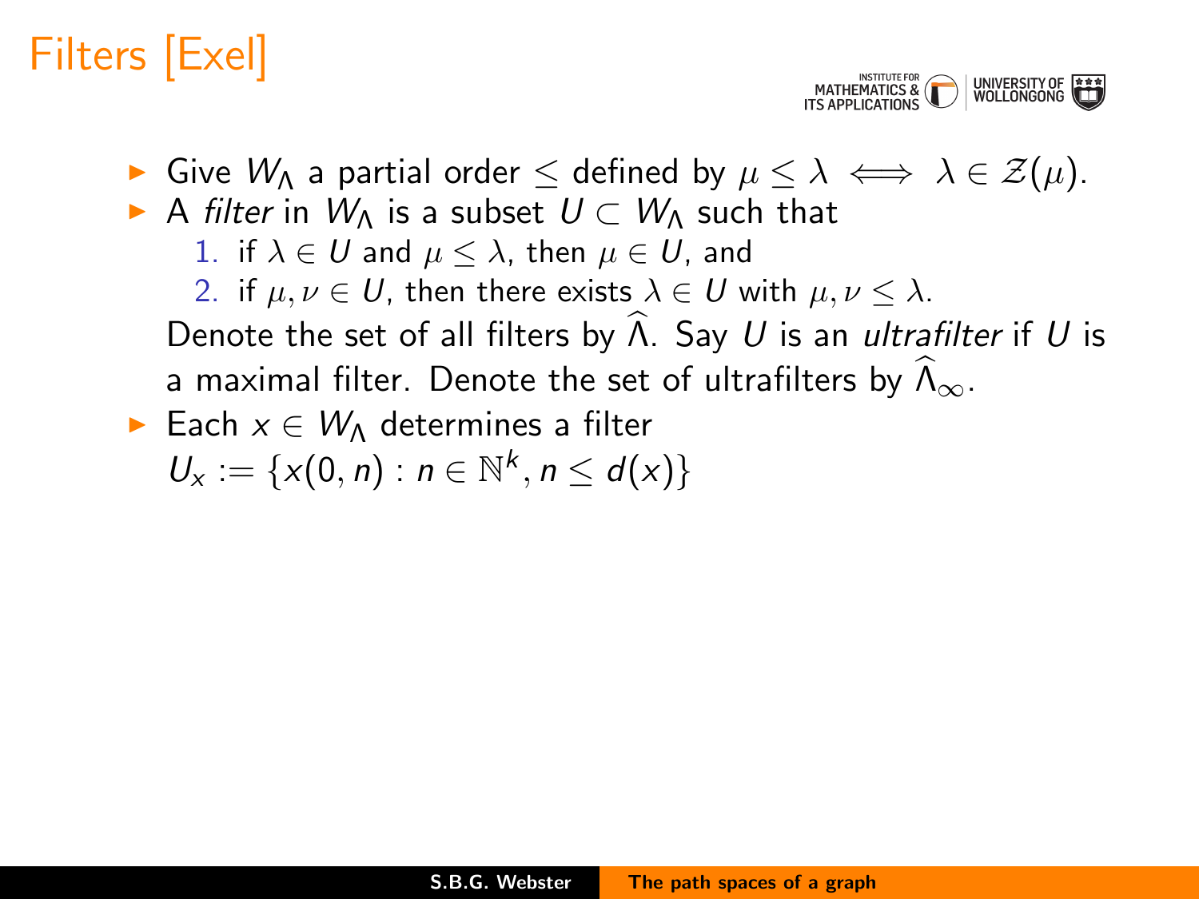# Filters [Exel]

- Give $W_\Lambda$ a partial order $\leq$ defined by $\mu \leq \lambda \iff \lambda \in \mathcal{Z}(\mu)$.
- A *filter* in $W_\Lambda$ is a subset $U \subset W_\Lambda$ such that
    1. if $\lambda \in U$ and $\mu \leq \lambda$, then $\mu \in U$, and
    2. if $\mu, \nu \in U$, then there exists $\lambda \in U$ with $\mu, \nu \leq \lambda$.

  Denote the set of all filters by $\widehat{\Lambda}$. Say $U$ is an *ultrafilter* if $U$ is a maximal filter. Denote the set of ultrafilters by $\widehat{\Lambda}_\infty$.
- Each $x \in W_\Lambda$ determines a filter $U_x := \{x(0, n) : n \in \mathbb{N}^k, n \leq d(x)\}$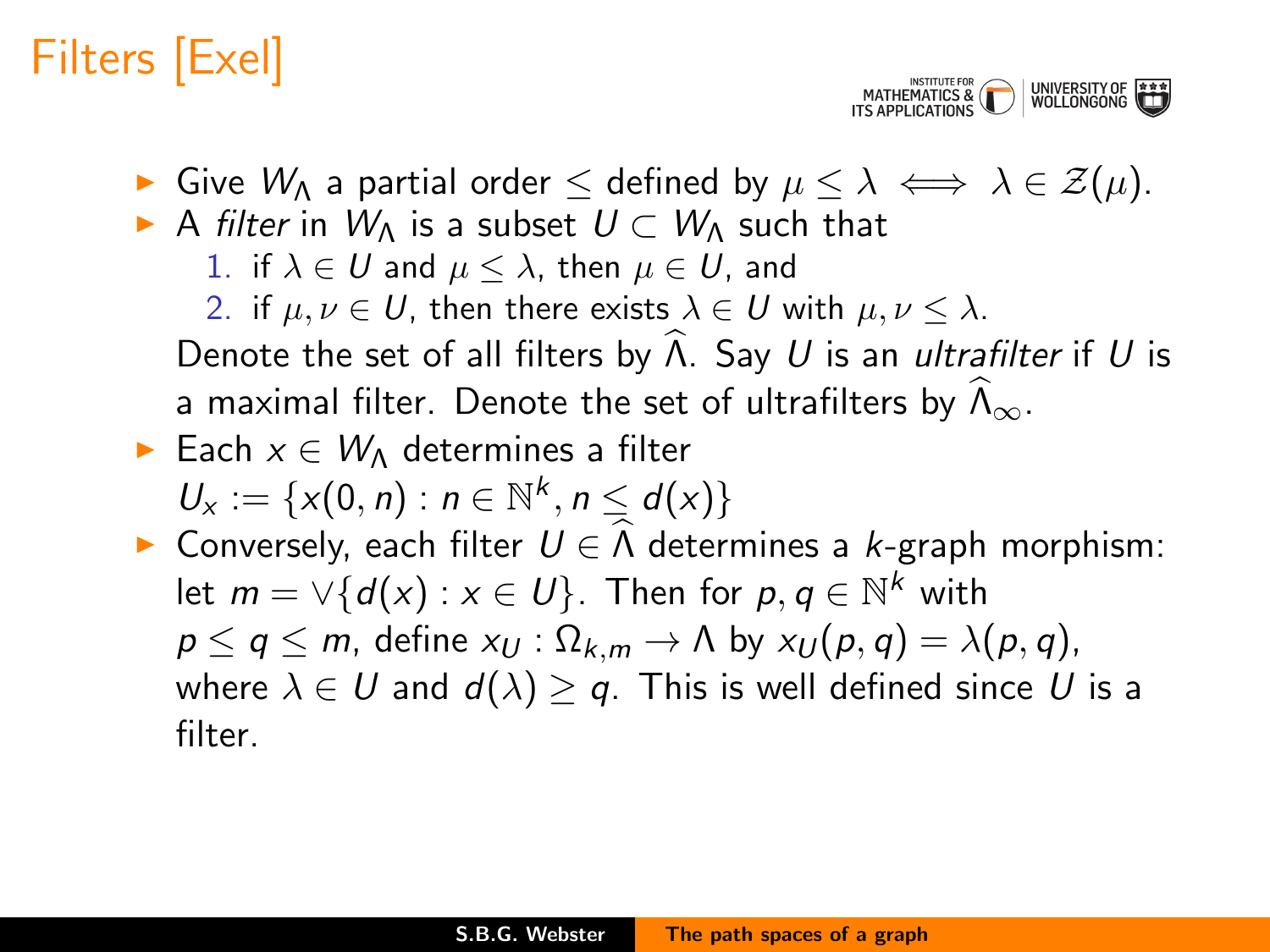# Filters [Exel]

- Give $W_\Lambda$ a partial order $\leq$ defined by $\mu \leq \lambda \iff \lambda \in \mathcal{Z}(\mu)$.
- A *filter* in $W_\Lambda$ is a subset $U \subset W_\Lambda$ such that
  1. if $\lambda \in U$ and $\mu \leq \lambda$, then $\mu \in U$, and
  2. if $\mu, \nu \in U$, then there exists $\lambda \in U$ with $\mu, \nu \leq \lambda$.

  Denote the set of all filters by $\widehat{\Lambda}$. Say $U$ is an *ultrafilter* if $U$ is a maximal filter. Denote the set of ultrafilters by $\widehat{\Lambda}_\infty$.
- Each $x \in W_\Lambda$ determines a filter $U_x := \{x(0, n) : n \in \mathbb{N}^k, n \leq d(x)\}$
- Conversely, each filter $U \in \widehat{\Lambda}$ determines a $k$-graph morphism: let $m = \vee\{d(x) : x \in U\}$. Then for $p, q \in \mathbb{N}^k$ with $p \leq q \leq m$, define $x_U : \Omega_{k,m} \to \Lambda$ by $x_U(p, q) = \lambda(p, q)$, where $\lambda \in U$ and $d(\lambda) \geq q$. This is well defined since $U$ is a filter.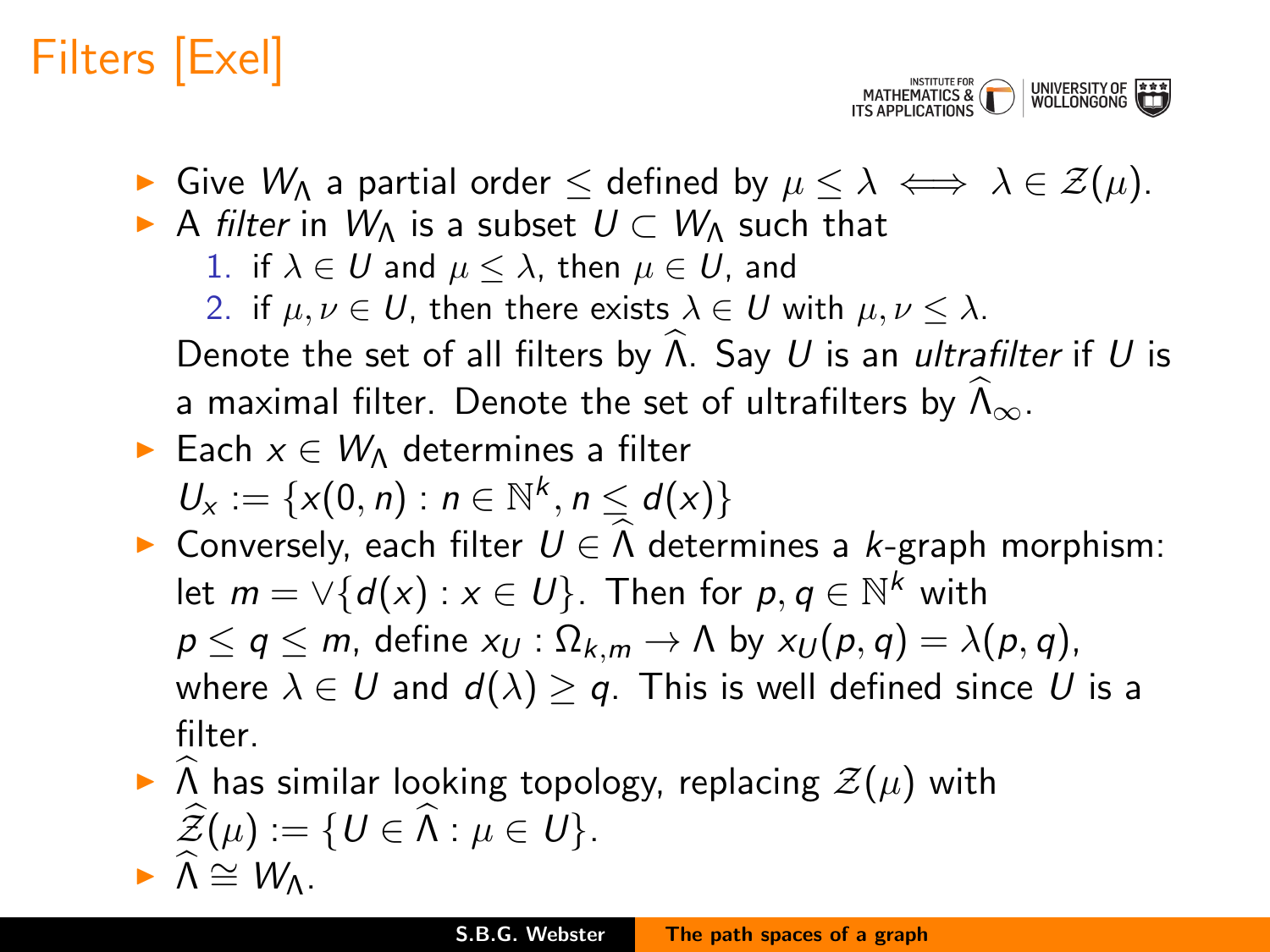# Filters [Exel]

- Give $W_\Lambda$ a partial order $\leq$ defined by $\mu \leq \lambda \iff \lambda \in \mathcal{Z}(\mu)$.
- A *filter* in $W_\Lambda$ is a subset $U \subset W_\Lambda$ such that
  1. if $\lambda \in U$ and $\mu \leq \lambda$, then $\mu \in U$, and
  2. if $\mu, \nu \in U$, then there exists $\lambda \in U$ with $\mu, \nu \leq \lambda$.

  Denote the set of all filters by $\widehat{\Lambda}$. Say $U$ is an *ultrafilter* if $U$ is a maximal filter. Denote the set of ultrafilters by $\widehat{\Lambda}_\infty$.
- Each $x \in W_\Lambda$ determines a filter $U_x := \{x(0, n) : n \in \mathbb{N}^k, n \leq d(x)\}$
- Conversely, each filter $U \in \widehat{\Lambda}$ determines a $k$-graph morphism: let $m = \vee\{d(x) : x \in U\}$. Then for $p, q \in \mathbb{N}^k$ with $p \leq q \leq m$, define $x_U : \Omega_{k,m} \to \Lambda$ by $x_U(p, q) = \lambda(p, q)$, where $\lambda \in U$ and $d(\lambda) \geq q$. This is well defined since $U$ is a filter.
- $\widehat{\Lambda}$ has similar looking topology, replacing $\mathcal{Z}(\mu)$ with $\widehat{\mathcal{Z}}(\mu) := \{U \in \widehat{\Lambda} : \mu \in U\}$.
- $\widehat{\Lambda} \cong W_\Lambda$.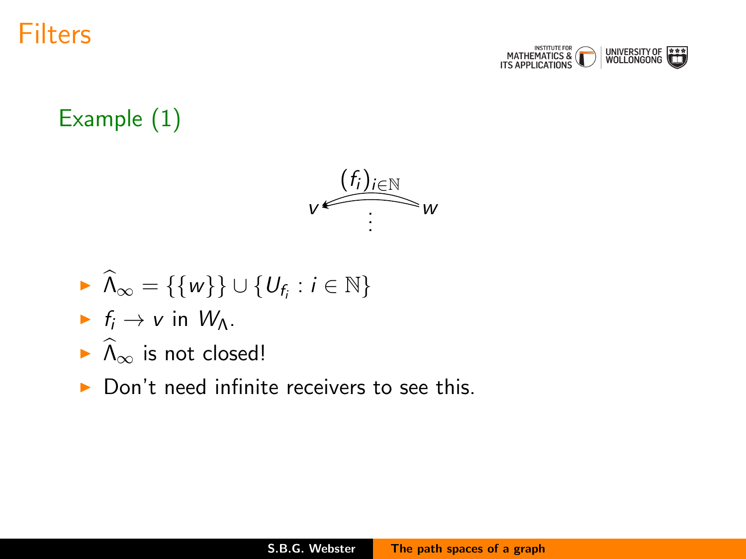# Filters

## Example (1)

$$v \xleftarrow{(f_i)_{i\in\mathbb{N}}} w$$

- $\widehat{\Lambda}_\infty = \{\{w\}\} \cup \{U_{f_i} : i \in \mathbb{N}\}$
- $f_i \to v$ in $W_\Lambda$.
- $\widehat{\Lambda}_\infty$ is not closed!
- Don't need infinite receivers to see this.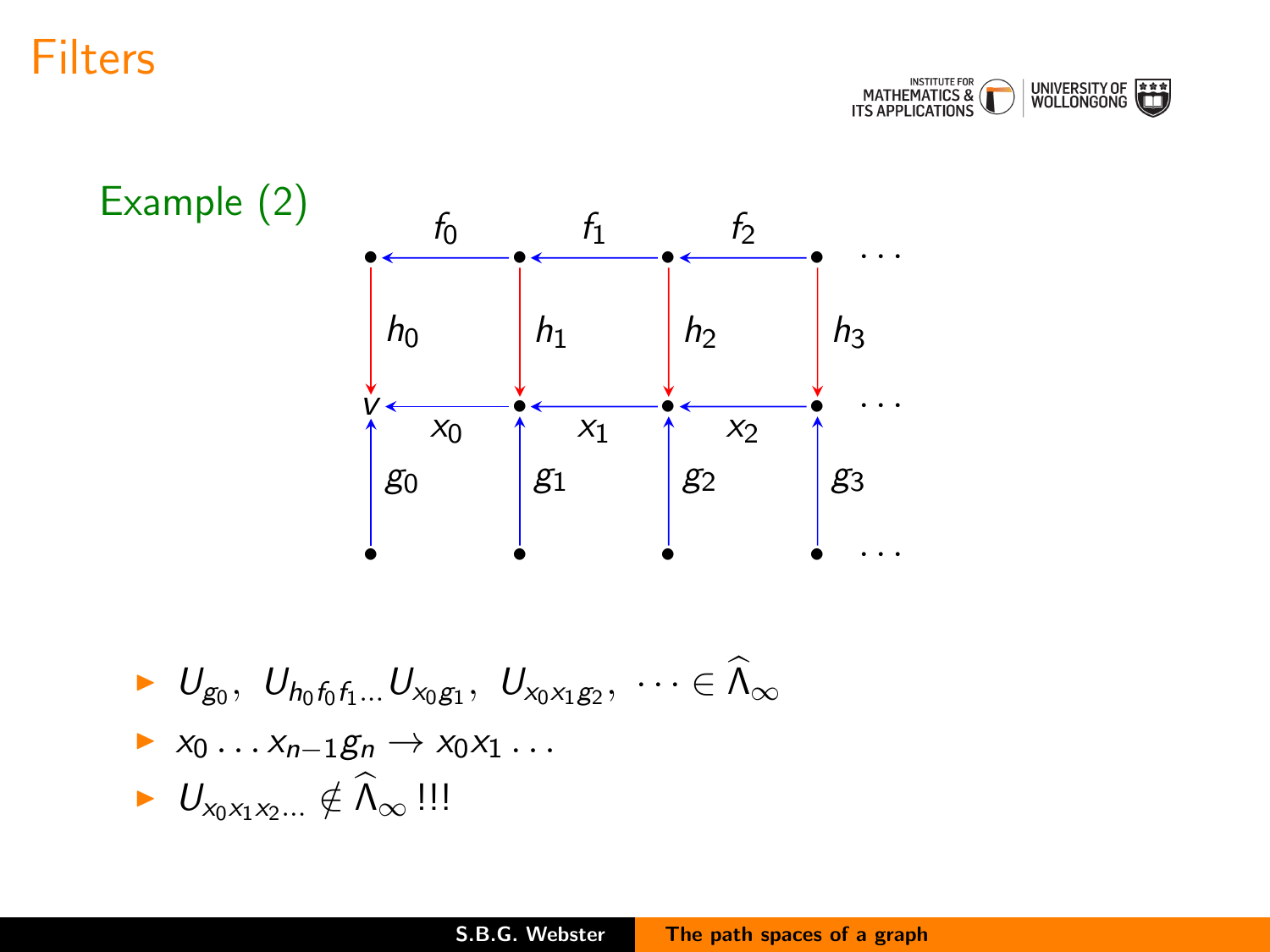# Filters

## Example (2)

- $U_{g_0},\ U_{h_0 f_0 f_1 \ldots} U_{x_0 g_1},\ U_{x_0 x_1 g_2},\ \cdots \in \widehat{\Lambda}_\infty$
- $x_0 \ldots x_{n-1} g_n \to x_0 x_1 \ldots$
- $U_{x_0 x_1 x_2 \ldots} \notin \widehat{\Lambda}_\infty$ !!!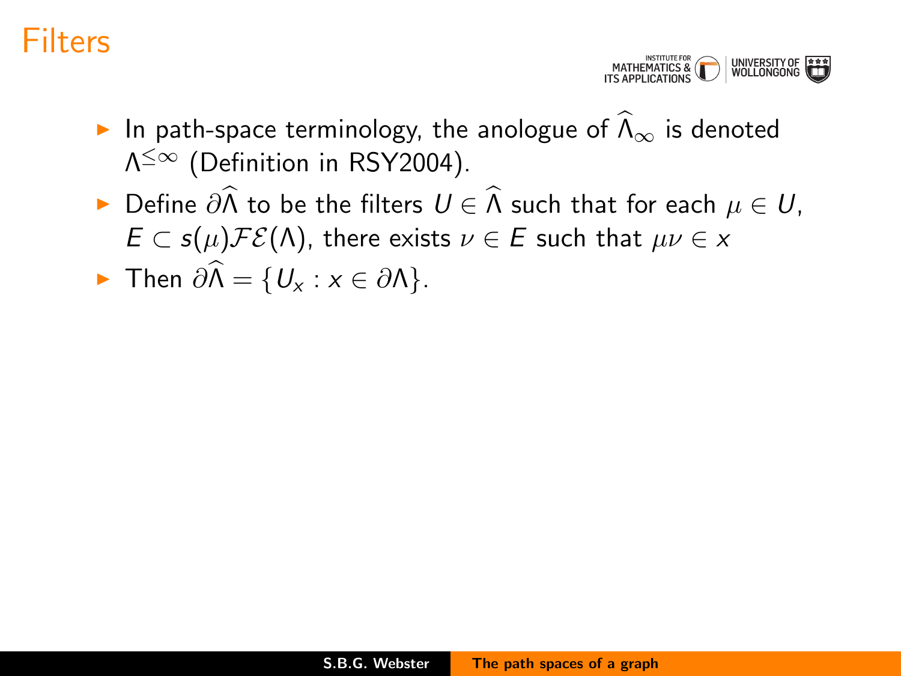# Filters

- In path-space terminology, the anologue of $\widehat{\Lambda}_\infty$ is denoted $\Lambda^{\leq\infty}$ (Definition in RSY2004).
- Define $\partial\widehat{\Lambda}$ to be the filters $U \in \widehat{\Lambda}$ such that for each $\mu \in U$, $E \subset s(\mu)\mathcal{FE}(\Lambda)$, there exists $\nu \in E$ such that $\mu\nu \in x$
- Then $\partial\widehat{\Lambda} = \{U_x : x \in \partial\Lambda\}$.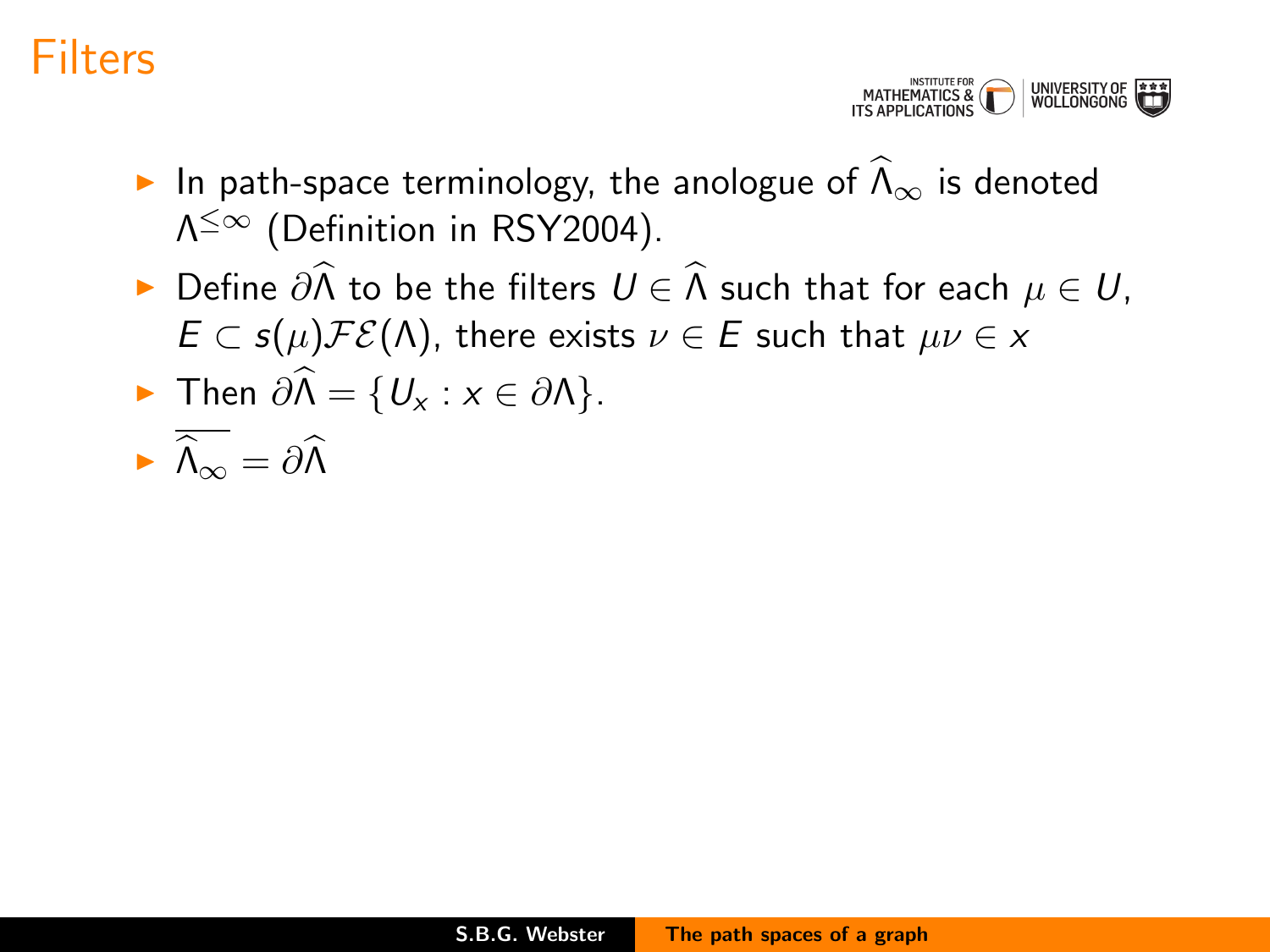# Filters

- In path-space terminology, the anologue of $\widehat{\Lambda}_\infty$ is denoted $\Lambda^{\leq \infty}$ (Definition in RSY2004).
- Define $\partial\widehat{\Lambda}$ to be the filters $U \in \widehat{\Lambda}$ such that for each $\mu \in U$, $E \subset s(\mu)\mathcal{FE}(\Lambda)$, there exists $\nu \in E$ such that $\mu\nu \in x$
- Then $\partial\widehat{\Lambda} = \{U_x : x \in \partial\Lambda\}$.
- $\overline{\widehat{\Lambda}_\infty} = \partial\widehat{\Lambda}$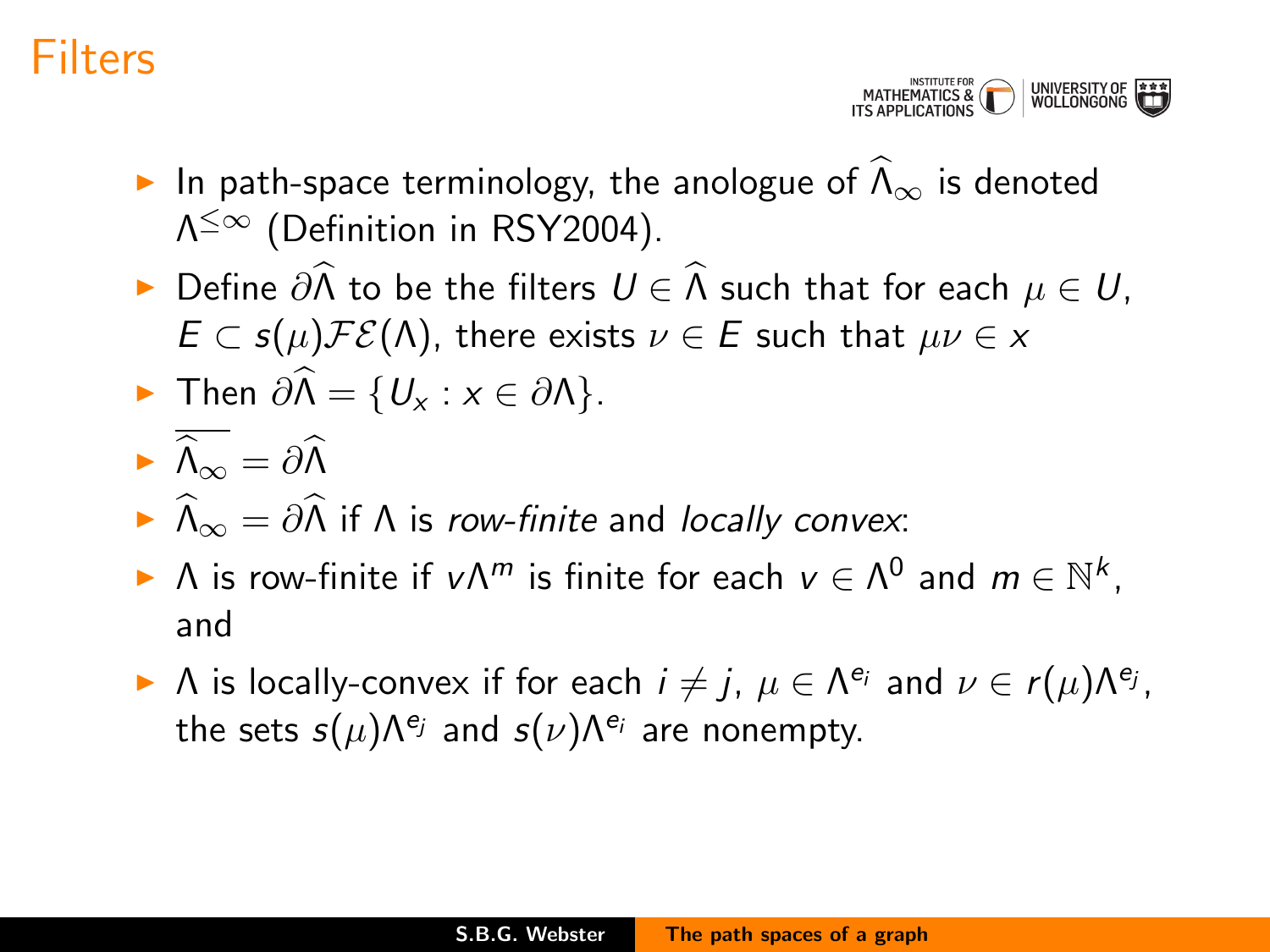# Filters

- In path-space terminology, the anologue of $\widehat{\Lambda}_\infty$ is denoted $\Lambda^{\leq\infty}$ (Definition in RSY2004).
- Define $\partial\widehat{\Lambda}$ to be the filters $U \in \widehat{\Lambda}$ such that for each $\mu \in U$, $E \subset s(\mu)\mathcal{FE}(\Lambda)$, there exists $\nu \in E$ such that $\mu\nu \in x$
- Then $\partial\widehat{\Lambda} = \{U_x : x \in \partial\Lambda\}$.
- $\overline{\widehat{\Lambda}_\infty} = \partial\widehat{\Lambda}$
- $\widehat{\Lambda}_\infty = \partial\widehat{\Lambda}$ if $\Lambda$ is *row-finite* and *locally convex*:
- $\Lambda$ is row-finite if $v\Lambda^m$ is finite for each $v \in \Lambda^0$ and $m \in \mathbb{N}^k$, and
- $\Lambda$ is locally-convex if for each $i \neq j$, $\mu \in \Lambda^{e_i}$ and $\nu \in r(\mu)\Lambda^{e_j}$, the sets $s(\mu)\Lambda^{e_j}$ and $s(\nu)\Lambda^{e_i}$ are nonempty.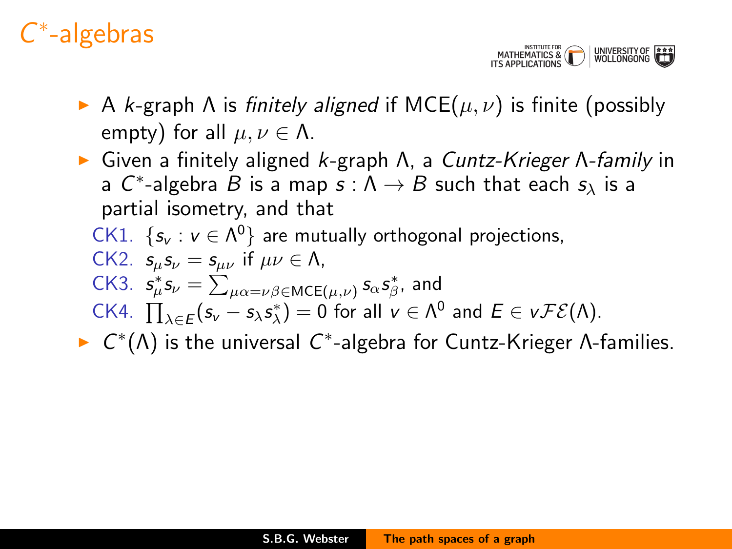# $C^*$-algebras

- A $k$-graph $\Lambda$ is *finitely aligned* if $\mathsf{MCE}(\mu, \nu)$ is finite (possibly empty) for all $\mu, \nu \in \Lambda$.
- Given a finitely aligned $k$-graph $\Lambda$, a *Cuntz-Krieger $\Lambda$-family* in a $C^*$-algebra $B$ is a map $s : \Lambda \to B$ such that each $s_\lambda$ is a partial isometry, and that

  CK1. $\{s_v : v \in \Lambda^0\}$ are mutually orthogonal projections,

  CK2. $s_\mu s_\nu = s_{\mu\nu}$ if $\mu\nu \in \Lambda$,

  CK3. $s_\mu^* s_\nu = \sum_{\mu\alpha = \nu\beta \in \mathsf{MCE}(\mu,\nu)} s_\alpha s_\beta^*$, and

  CK4. $\prod_{\lambda \in E}(s_v - s_\lambda s_\lambda^*) = 0$ for all $v \in \Lambda^0$ and $E \in v\mathcal{FE}(\Lambda)$.
- $C^*(\Lambda)$ is the universal $C^*$-algebra for Cuntz-Krieger $\Lambda$-families.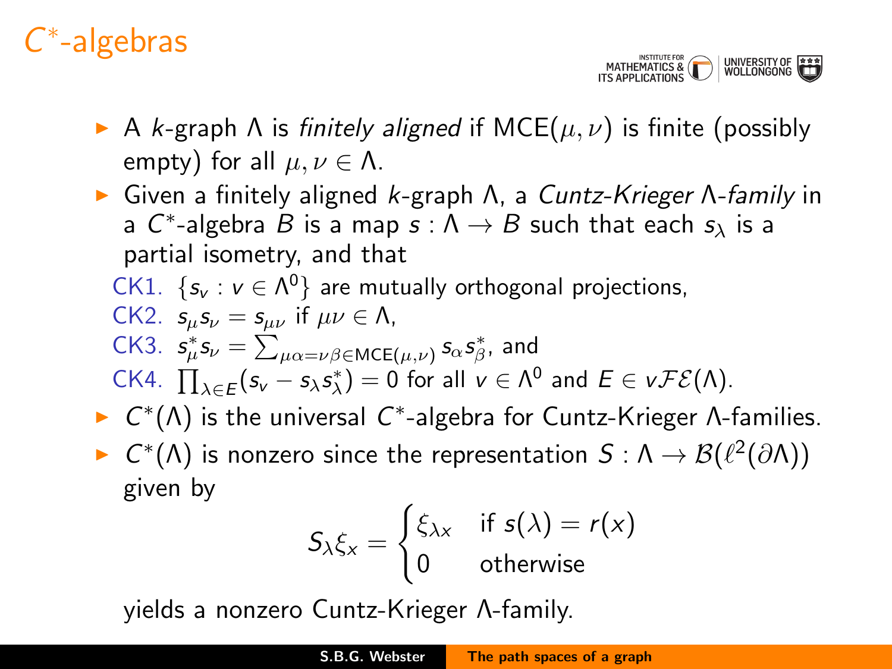# $C^*$-algebras

- A $k$-graph $\Lambda$ is *finitely aligned* if $\mathrm{MCE}(\mu, \nu)$ is finite (possibly empty) for all $\mu, \nu \in \Lambda$.
- Given a finitely aligned $k$-graph $\Lambda$, a *Cuntz-Krieger $\Lambda$-family* in a $C^*$-algebra $B$ is a map $s : \Lambda \to B$ such that each $s_\lambda$ is a partial isometry, and that

  CK1. $\{s_v : v \in \Lambda^0\}$ are mutually orthogonal projections,

  CK2. $s_\mu s_\nu = s_{\mu\nu}$ if $\mu\nu \in \Lambda$,

  CK3. $s_\mu^* s_\nu = \sum_{\mu\alpha = \nu\beta \in \mathrm{MCE}(\mu,\nu)} s_\alpha s_\beta^*$, and

  CK4. $\prod_{\lambda \in E}(s_v - s_\lambda s_\lambda^*) = 0$ for all $v \in \Lambda^0$ and $E \in v\mathcal{FE}(\Lambda)$.

- $C^*(\Lambda)$ is the universal $C^*$-algebra for Cuntz-Krieger $\Lambda$-families.
- $C^*(\Lambda)$ is nonzero since the representation $S : \Lambda \to \mathcal{B}(\ell^2(\partial\Lambda))$ given by

$$S_\lambda \xi_x = \begin{cases} \xi_{\lambda x} & \text{if } s(\lambda) = r(x) \\ 0 & \text{otherwise} \end{cases}$$

  yields a nonzero Cuntz-Krieger $\Lambda$-family.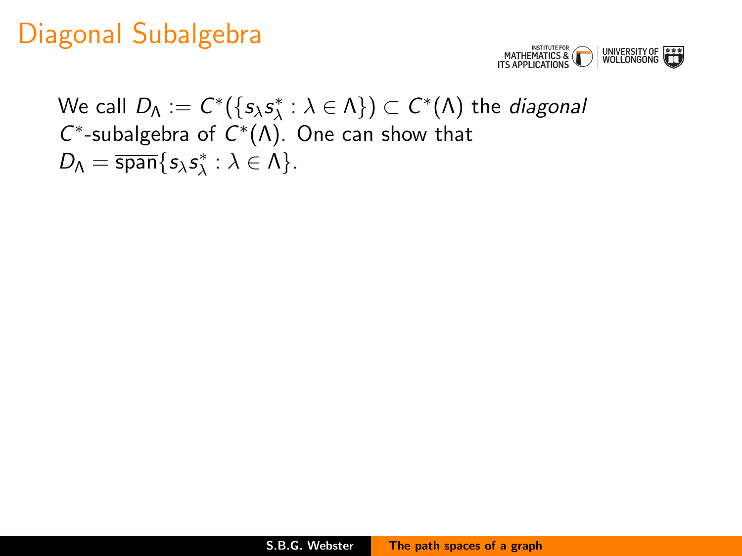# Diagonal Subalgebra

We call $D_\Lambda := C^*(\{s_\lambda s_\lambda^* : \lambda \in \Lambda\}) \subset C^*(\Lambda)$ the *diagonal* $C^*$-subalgebra of $C^*(\Lambda)$. One can show that $D_\Lambda = \overline{\text{span}}\{s_\lambda s_\lambda^* : \lambda \in \Lambda\}$.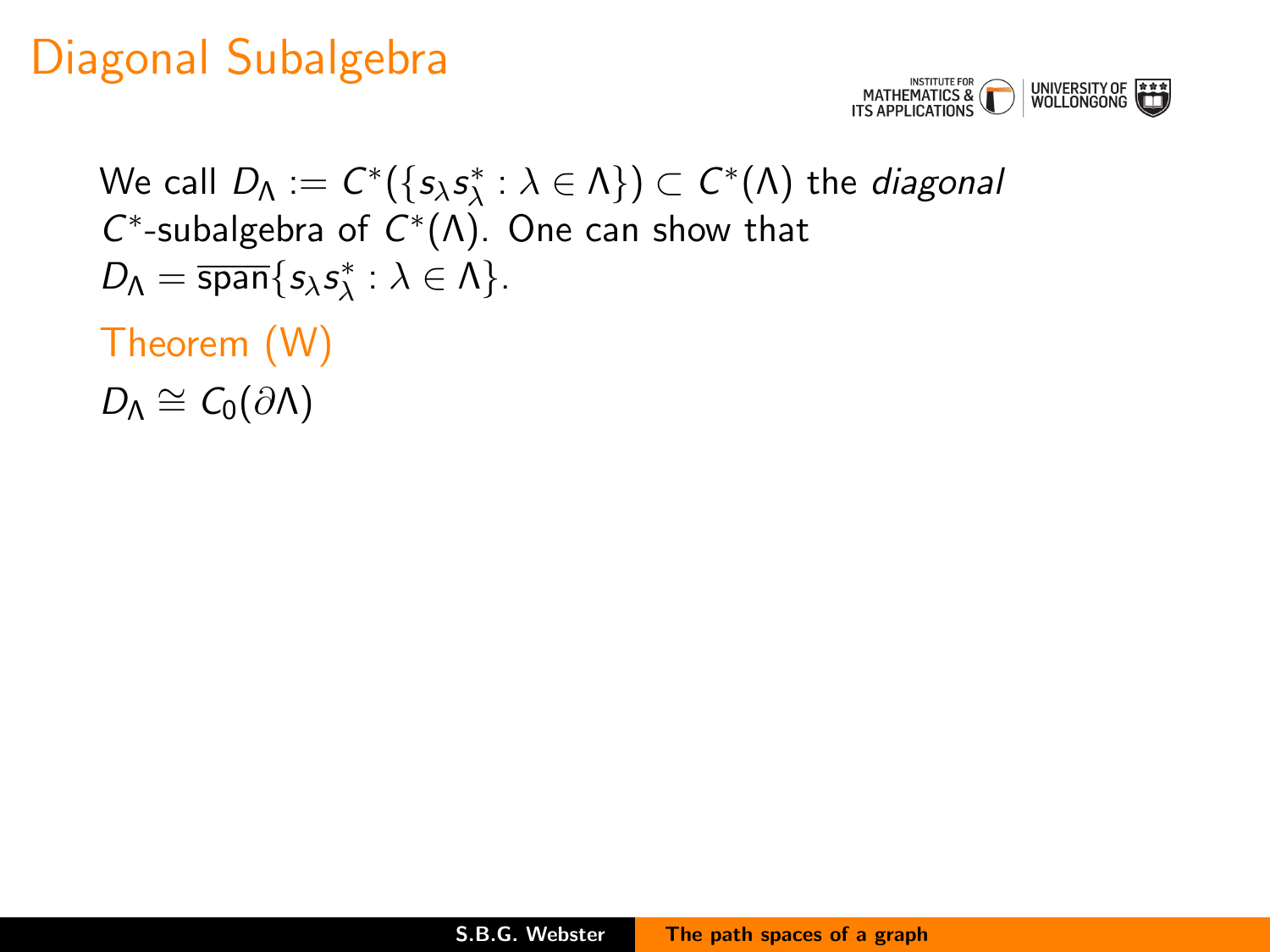# Diagonal Subalgebra

We call $D_\Lambda := C^*(\{s_\lambda s_\lambda^* : \lambda \in \Lambda\}) \subset C^*(\Lambda)$ the *diagonal* $C^*$-subalgebra of $C^*(\Lambda)$. One can show that $D_\Lambda = \overline{\operatorname{span}}\{s_\lambda s_\lambda^* : \lambda \in \Lambda\}$.

## Theorem (W)

$D_\Lambda \cong C_0(\partial\Lambda)$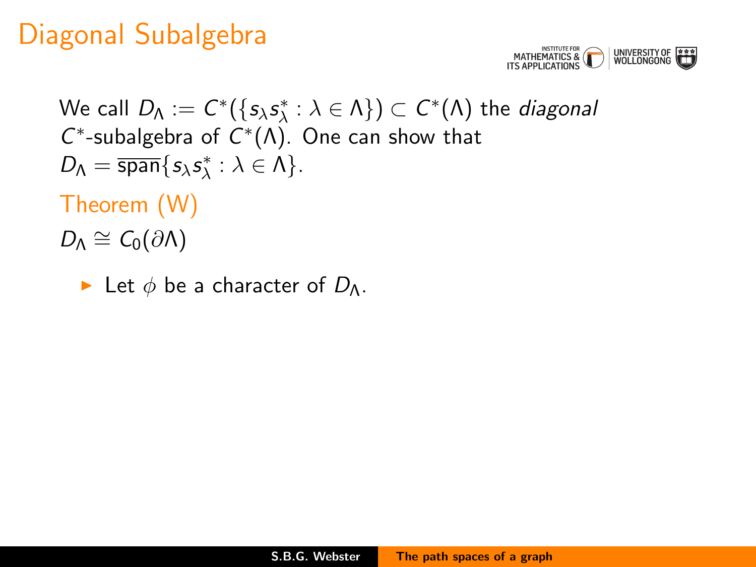# Diagonal Subalgebra

We call $D_\Lambda := C^*(\{s_\lambda s_\lambda^* : \lambda \in \Lambda\}) \subset C^*(\Lambda)$ the *diagonal* $C^*$-subalgebra of $C^*(\Lambda)$. One can show that $D_\Lambda = \overline{\operatorname{span}}\{s_\lambda s_\lambda^* : \lambda \in \Lambda\}$.

## Theorem (W)

$D_\Lambda \cong C_0(\partial\Lambda)$

- Let $\phi$ be a character of $D_\Lambda$.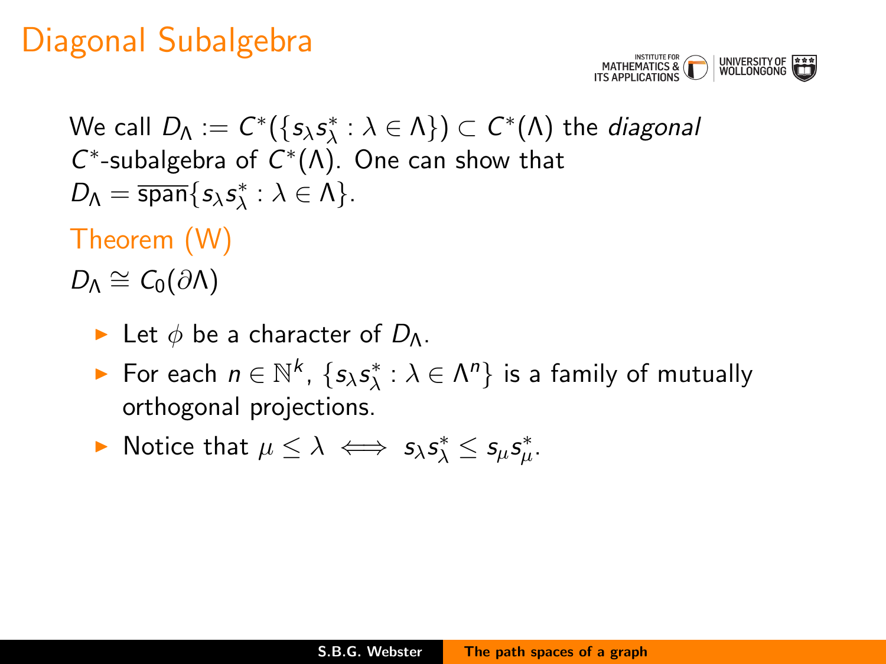# Diagonal Subalgebra

We call $D_\Lambda := C^*(\{s_\lambda s_\lambda^* : \lambda \in \Lambda\}) \subset C^*(\Lambda)$ the *diagonal* $C^*$-subalgebra of $C^*(\Lambda)$. One can show that $D_\Lambda = \overline{\text{span}}\{s_\lambda s_\lambda^* : \lambda \in \Lambda\}$.

## Theorem (W)

$D_\Lambda \cong C_0(\partial\Lambda)$

- Let $\phi$ be a character of $D_\Lambda$.
- For each $n \in \mathbb{N}^k$, $\{s_\lambda s_\lambda^* : \lambda \in \Lambda^n\}$ is a family of mutually orthogonal projections.
- Notice that $\mu \leq \lambda \iff s_\lambda s_\lambda^* \leq s_\mu s_\mu^*$.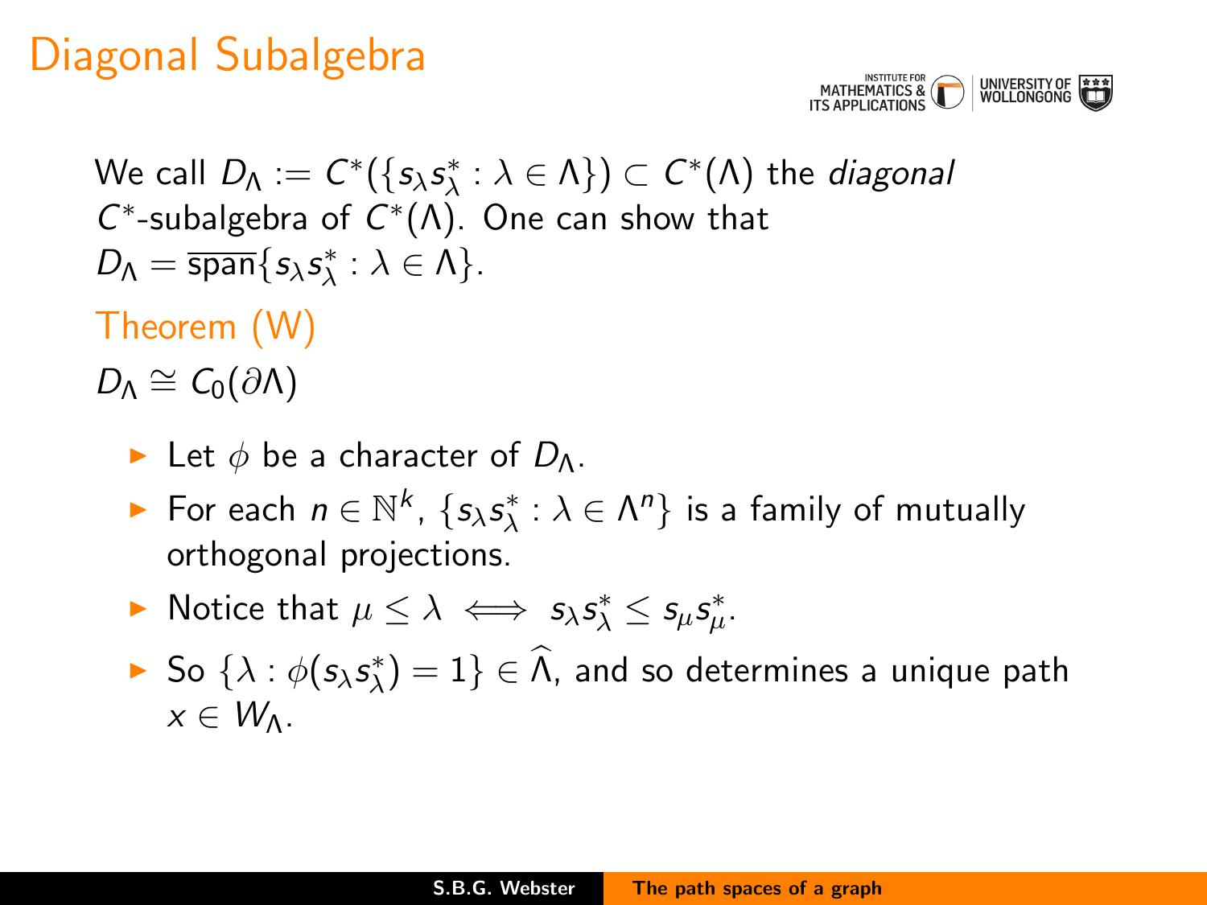# Diagonal Subalgebra

We call $D_\Lambda := C^*(\{s_\lambda s_\lambda^* : \lambda \in \Lambda\}) \subset C^*(\Lambda)$ the *diagonal* $C^*$-subalgebra of $C^*(\Lambda)$. One can show that $D_\Lambda = \overline{\operatorname{span}}\{s_\lambda s_\lambda^* : \lambda \in \Lambda\}$.

## Theorem (W)

$D_\Lambda \cong C_0(\partial\Lambda)$

- Let $\phi$ be a character of $D_\Lambda$.
- For each $n \in \mathbb{N}^k$, $\{s_\lambda s_\lambda^* : \lambda \in \Lambda^n\}$ is a family of mutually orthogonal projections.
- Notice that $\mu \leq \lambda \iff s_\lambda s_\lambda^* \leq s_\mu s_\mu^*$.
- So $\{\lambda : \phi(s_\lambda s_\lambda^*) = 1\} \in \widehat{\Lambda}$, and so determines a unique path $x \in W_\Lambda$.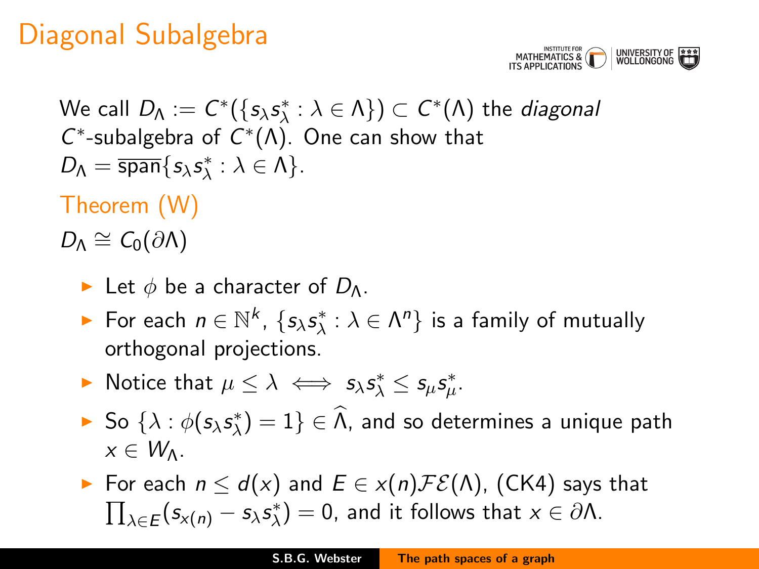# Diagonal Subalgebra

We call $D_\Lambda := C^*(\{s_\lambda s_\lambda^* : \lambda \in \Lambda\}) \subset C^*(\Lambda)$ the *diagonal* $C^*$-subalgebra of $C^*(\Lambda)$. One can show that $D_\Lambda = \overline{\text{span}}\{s_\lambda s_\lambda^* : \lambda \in \Lambda\}$.

## Theorem (W)

$D_\Lambda \cong C_0(\partial\Lambda)$

- Let $\phi$ be a character of $D_\Lambda$.
- For each $n \in \mathbb{N}^k$, $\{s_\lambda s_\lambda^* : \lambda \in \Lambda^n\}$ is a family of mutually orthogonal projections.
- Notice that $\mu \leq \lambda \iff s_\lambda s_\lambda^* \leq s_\mu s_\mu^*$.
- So $\{\lambda : \phi(s_\lambda s_\lambda^*) = 1\} \in \widehat{\Lambda}$, and so determines a unique path $x \in W_\Lambda$.
- For each $n \leq d(x)$ and $E \in x(n)\mathcal{FE}(\Lambda)$, (CK4) says that $\prod_{\lambda \in E}(s_{x(n)} - s_\lambda s_\lambda^*) = 0$, and it follows that $x \in \partial\Lambda$.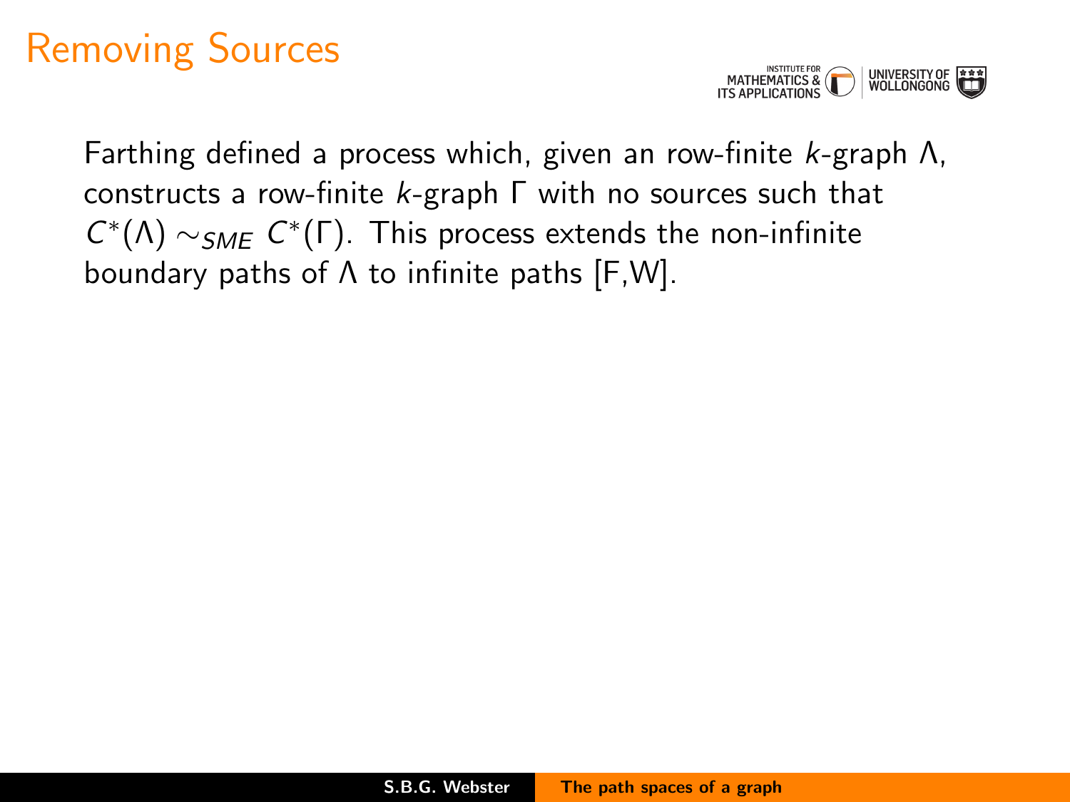# Removing Sources

Farthing defined a process which, given an row-finite $k$-graph $\Lambda$, constructs a row-finite $k$-graph $\Gamma$ with no sources such that $C^*(\Lambda) \sim_{SME} C^*(\Gamma)$. This process extends the non-infinite boundary paths of $\Lambda$ to infinite paths [F,W].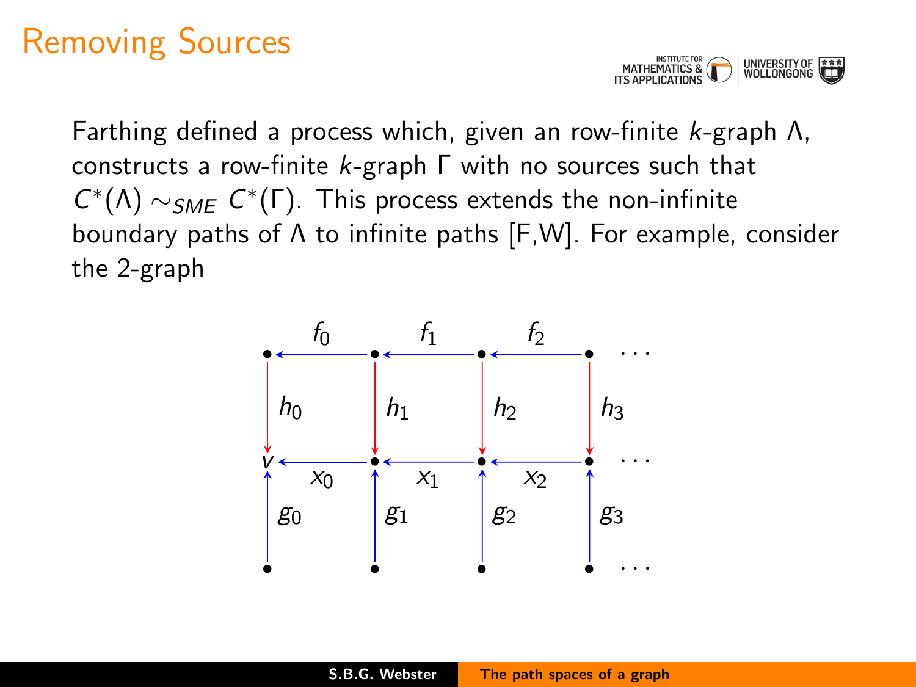# Removing Sources

Farthing defined a process which, given an row-finite $k$-graph $\Lambda$, constructs a row-finite $k$-graph $\Gamma$ with no sources such that $C^*(\Lambda) \sim_{SME} C^*(\Gamma)$. This process extends the non-infinite boundary paths of $\Lambda$ to infinite paths [F,W]. For example, consider the 2-graph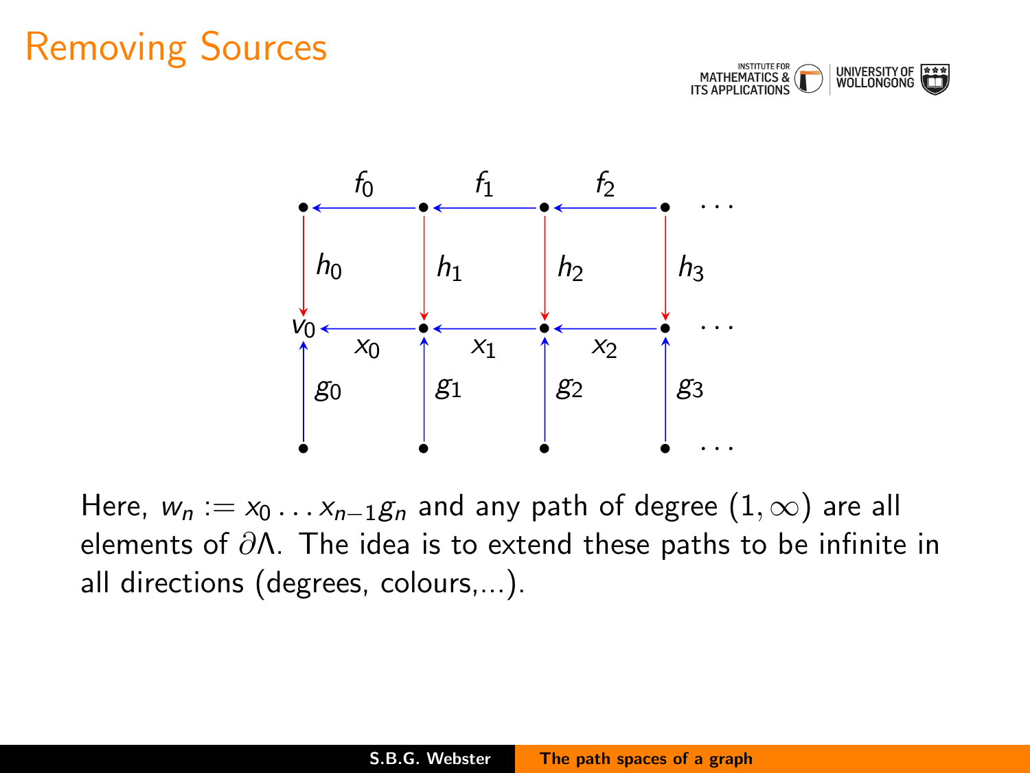# Removing Sources

Here, $w_n := x_0 \ldots x_{n-1} g_n$ and any path of degree $(1, \infty)$ are all elements of $\partial\Lambda$. The idea is to extend these paths to be infinite in all directions (degrees, colours,...).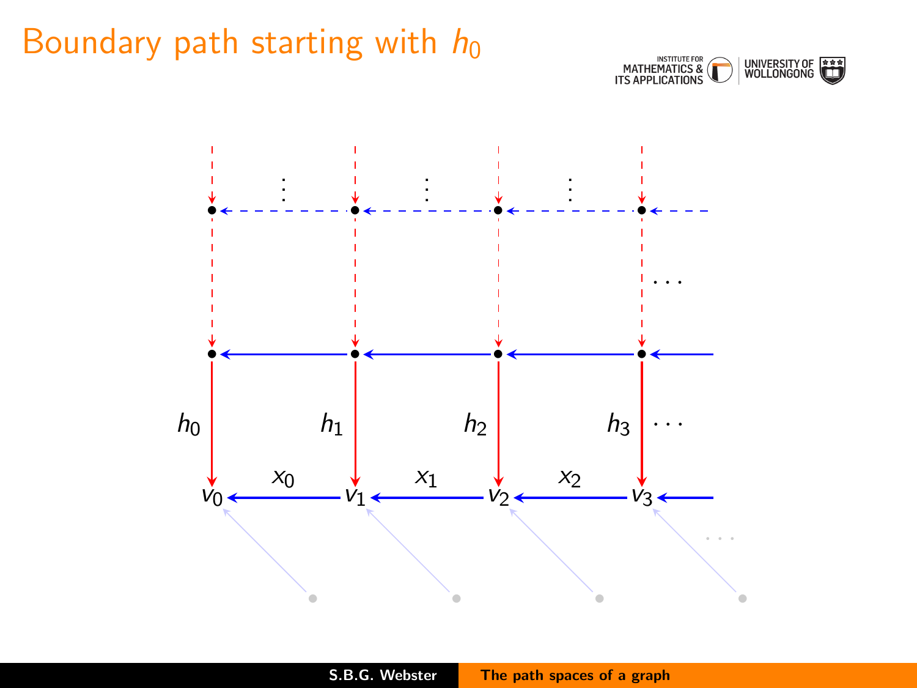# Boundary path starting with $h_0$

$h_0$ $h_1$ $h_2$ $h_3$ $\cdots$

$v_0$ $x_0$ $v_1$ $x_1$ $v_2$ $x_2$ $v_3$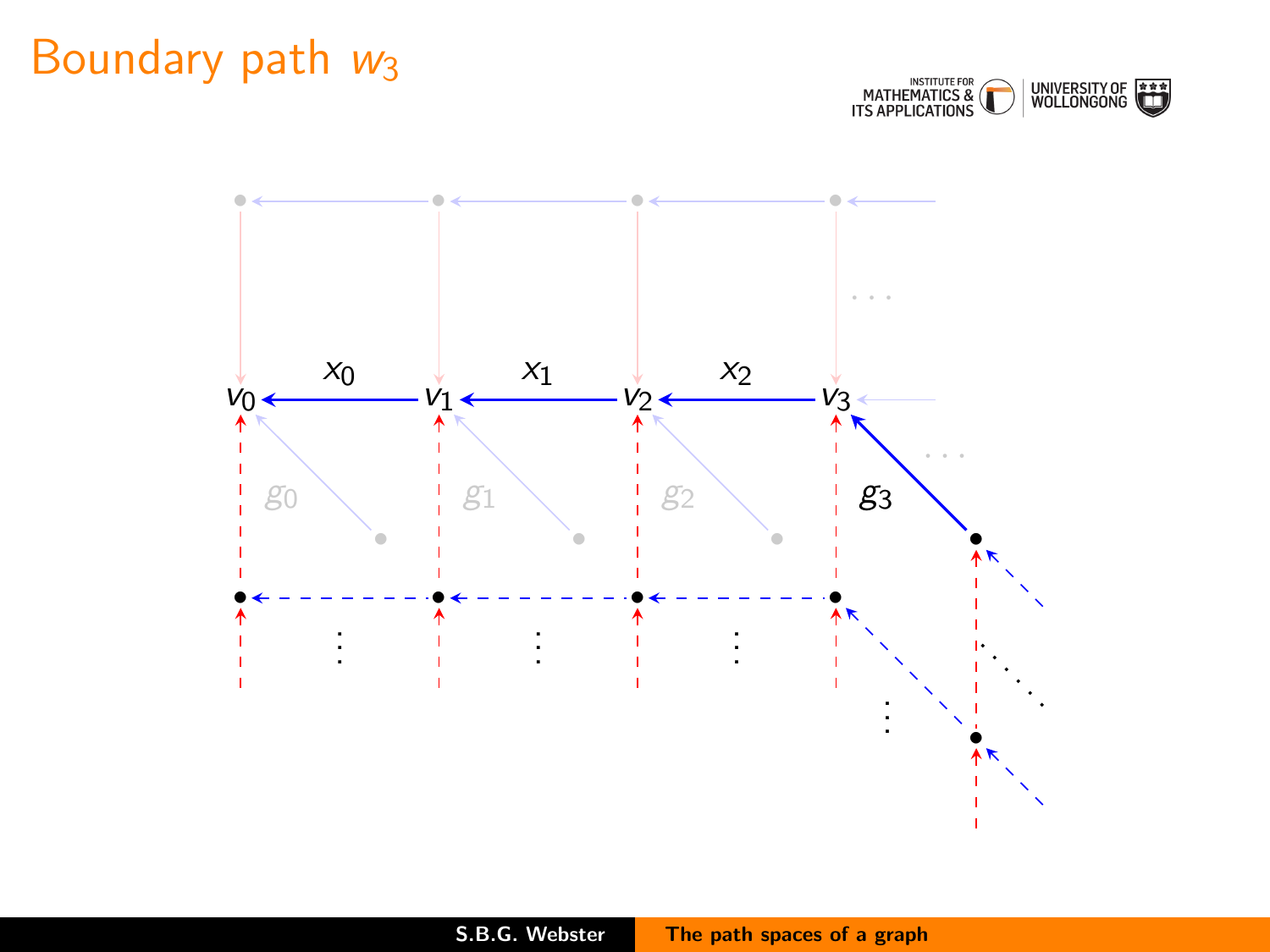# Boundary path $w_3$

$x_0$ $x_1$ $x_2$

$v_0$ $v_1$ $v_2$ $v_3$

$g_0$ $g_1$ $g_2$ $g_3$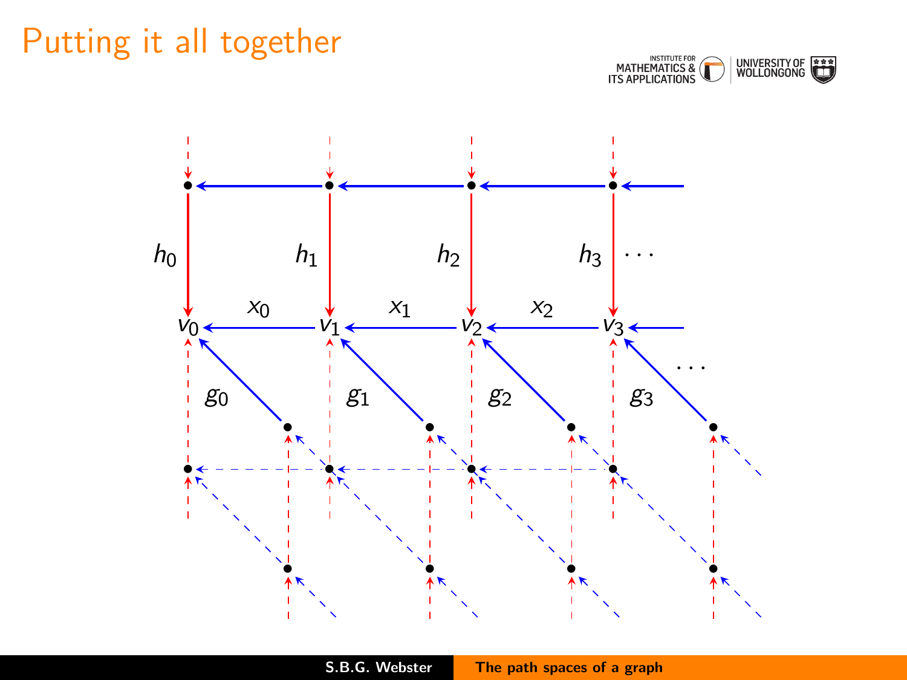# Putting it all together

$h_0$ $h_1$ $h_2$ $h_3$ $\cdots$

$v_0$ $x_0$ $v_1$ $x_1$ $v_2$ $x_2$ $v_3$

$g_0$ $g_1$ $g_2$ $g_3$ $\cdots$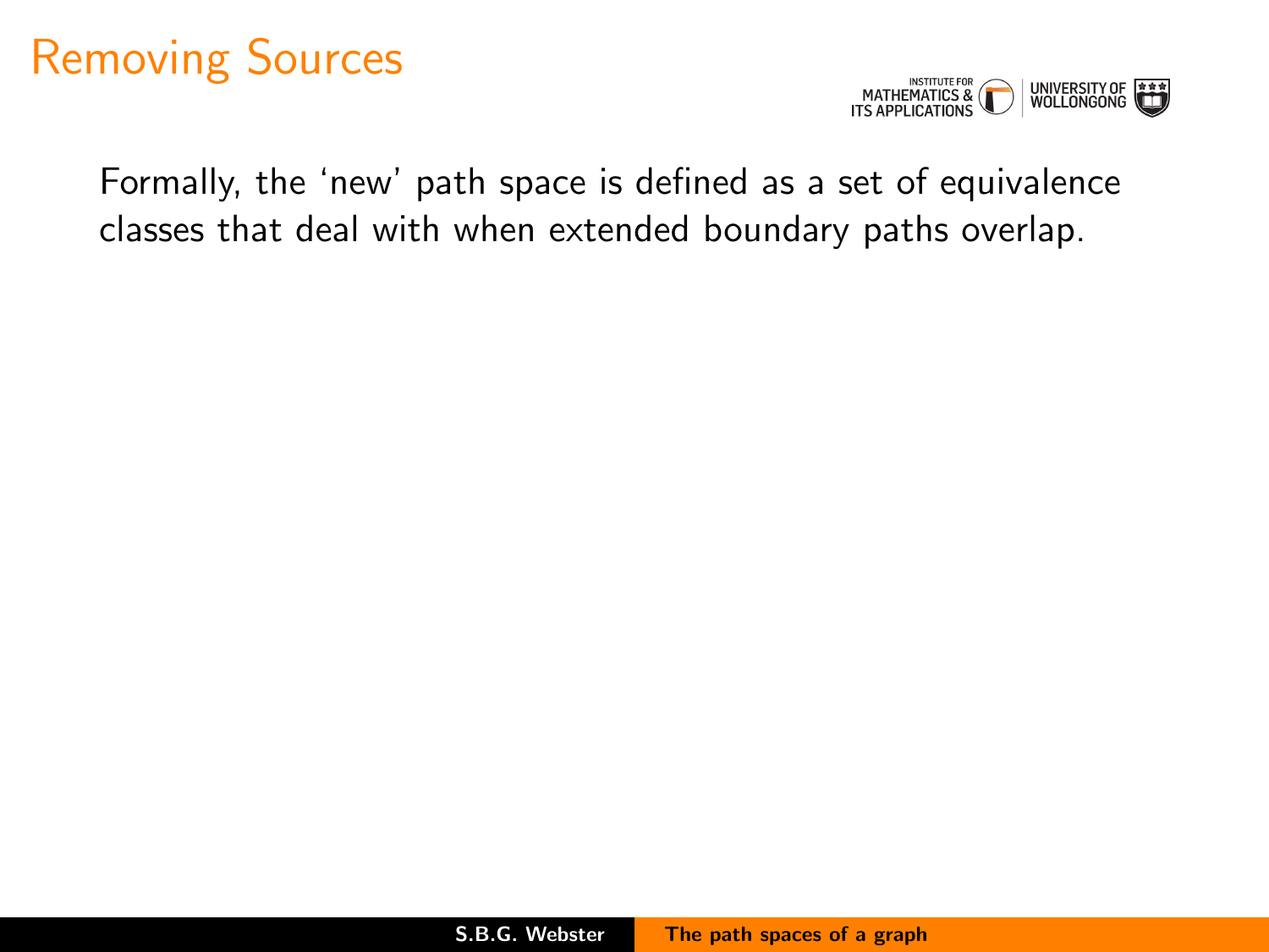# Removing Sources

Formally, the 'new' path space is defined as a set of equivalence classes that deal with when extended boundary paths overlap.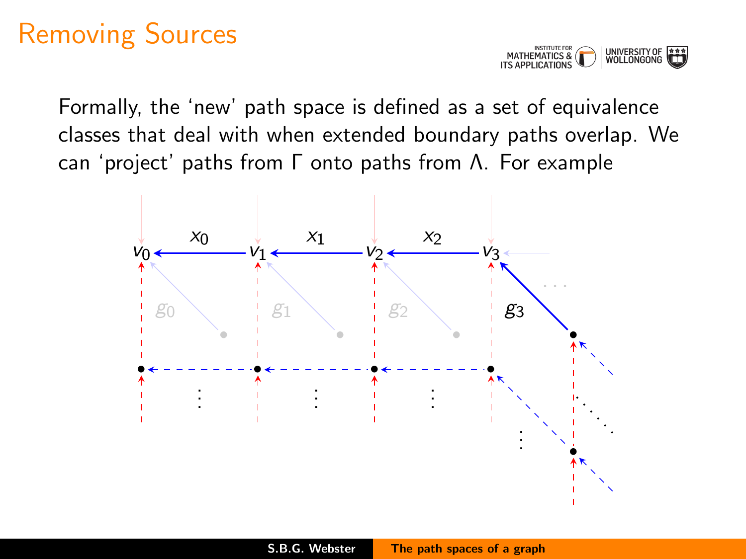# Removing Sources

Formally, the 'new' path space is defined as a set of equivalence classes that deal with when extended boundary paths overlap. We can 'project' paths from $\Gamma$ onto paths from $\Lambda$. For example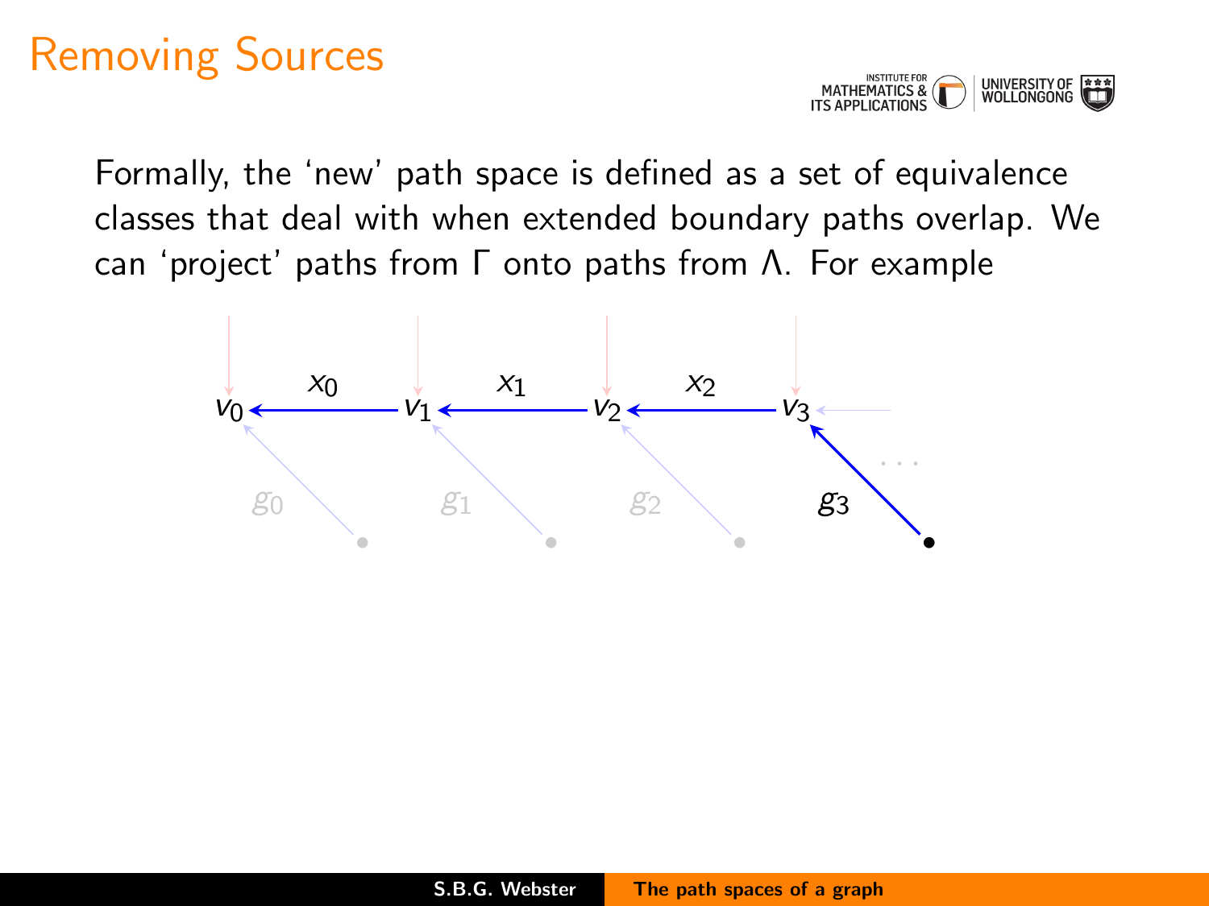# Removing Sources

Formally, the 'new' path space is defined as a set of equivalence classes that deal with when extended boundary paths overlap. We can 'project' paths from $\Gamma$ onto paths from $\Lambda$. For example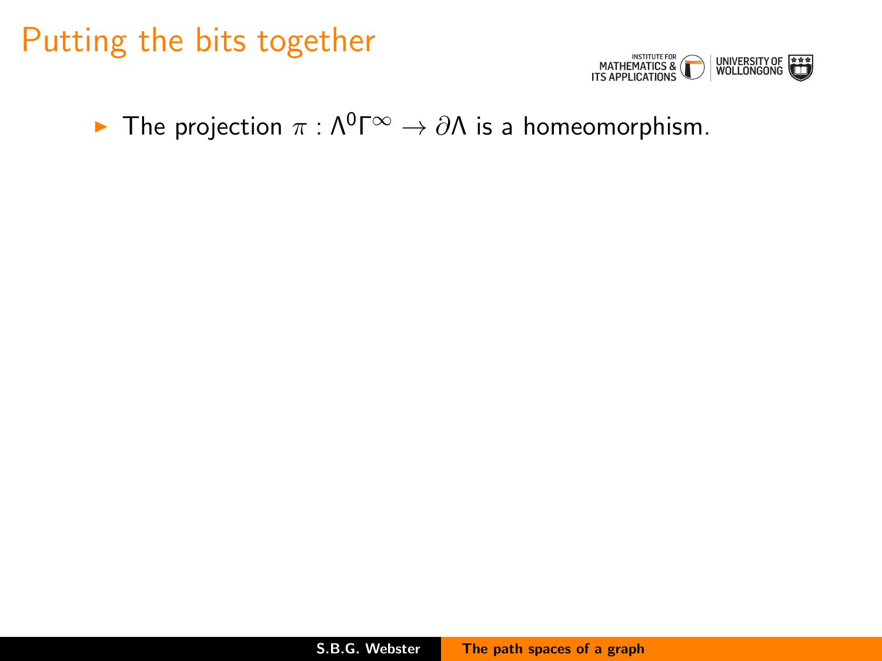# Putting the bits together

- The projection $\pi : \Lambda^0\Gamma^\infty \to \partial\Lambda$ is a homeomorphism.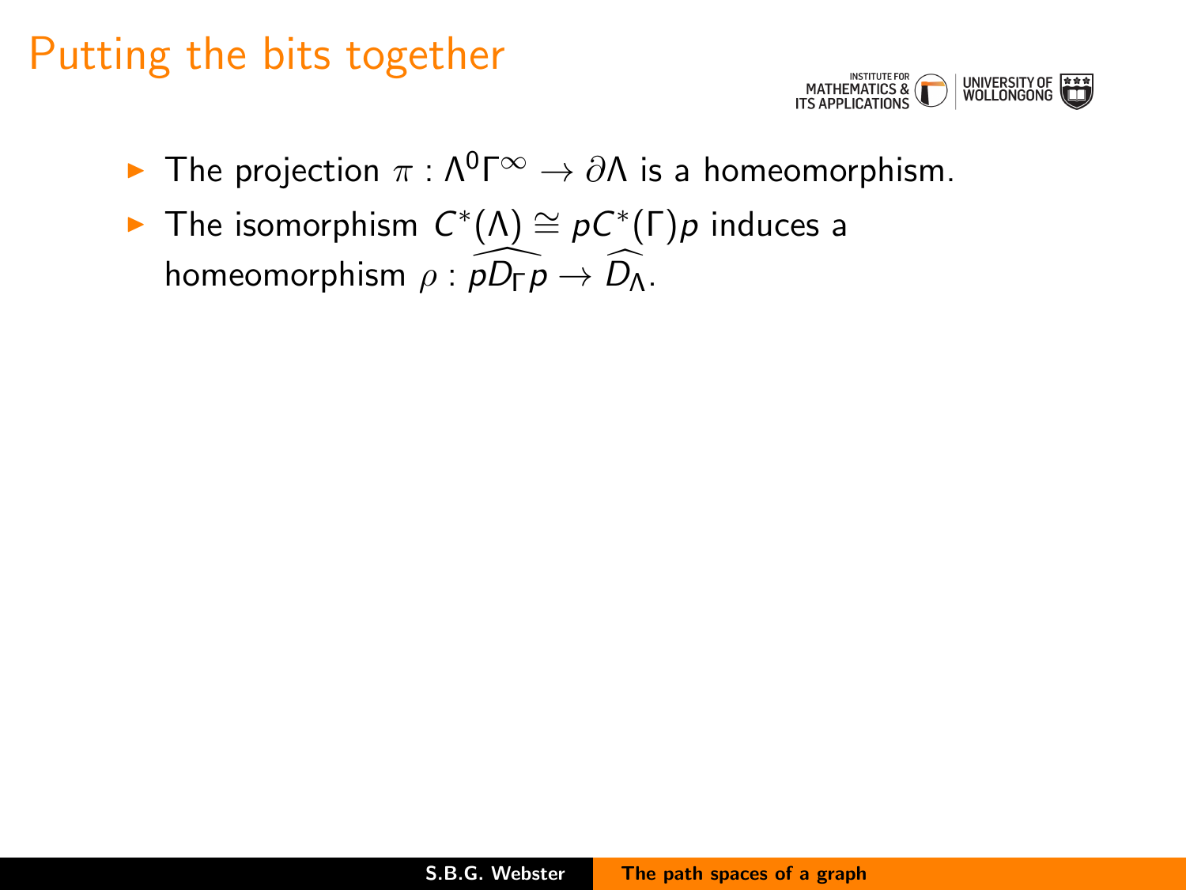# Putting the bits together

- The projection $\pi : \Lambda^0\Gamma^\infty \to \partial\Lambda$ is a homeomorphism.
- The isomorphism $C^*(\Lambda) \cong pC^*(\Gamma)p$ induces a homeomorphism $\rho : \widehat{pD_\Gamma p} \to \widehat{D_\Lambda}$.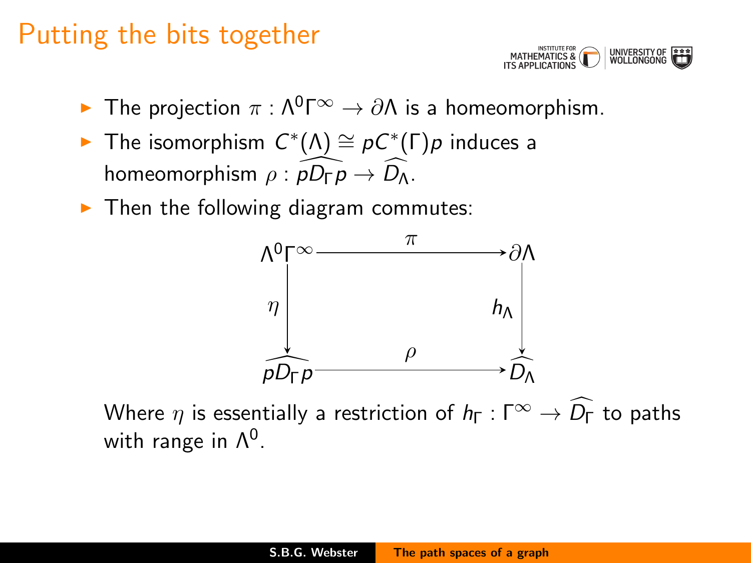# Putting the bits together

- The projection $\pi : \Lambda^0\Gamma^\infty \to \partial\Lambda$ is a homeomorphism.
- The isomorphism $C^*(\Lambda) \cong pC^*(\Gamma)p$ induces a homeomorphism $\rho : \widehat{pD_\Gamma p} \to \widehat{D_\Lambda}$.
- Then the following diagram commutes:

$$
\begin{array}{ccc}
\Lambda^0\Gamma^\infty & \xrightarrow{\quad\pi\quad} & \partial\Lambda \\
\Big\downarrow \eta & & \Big\downarrow h_\Lambda \\
\widehat{pD_\Gamma p} & \xrightarrow{\quad\rho\quad} & \widehat{D_\Lambda}
\end{array}
$$

Where $\eta$ is essentially a restriction of $h_\Gamma : \Gamma^\infty \to \widehat{D_\Gamma}$ to paths with range in $\Lambda^0$.